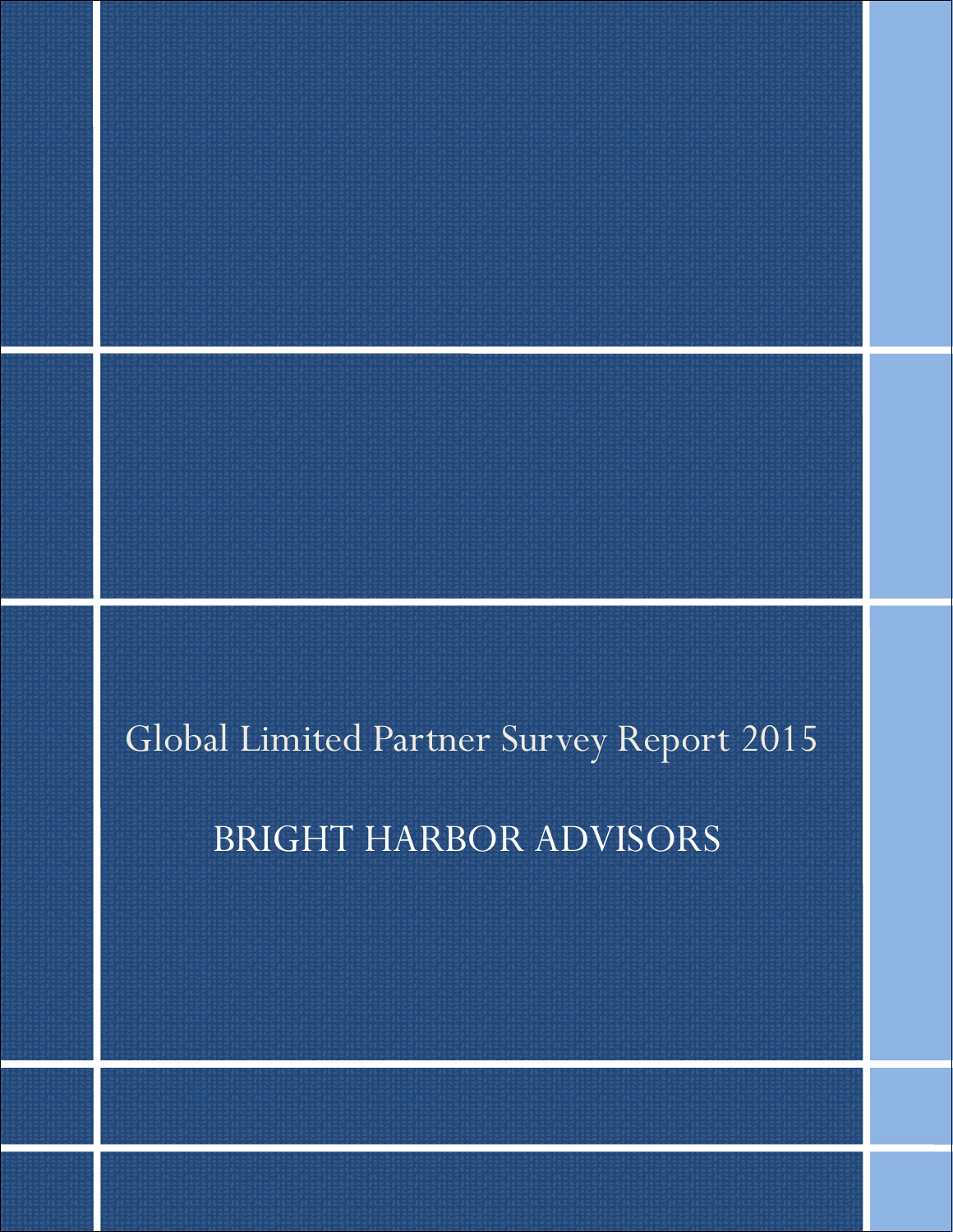# Global Limited Partner Survey Report 2015

## BRIGHT HARBOR ADVISORS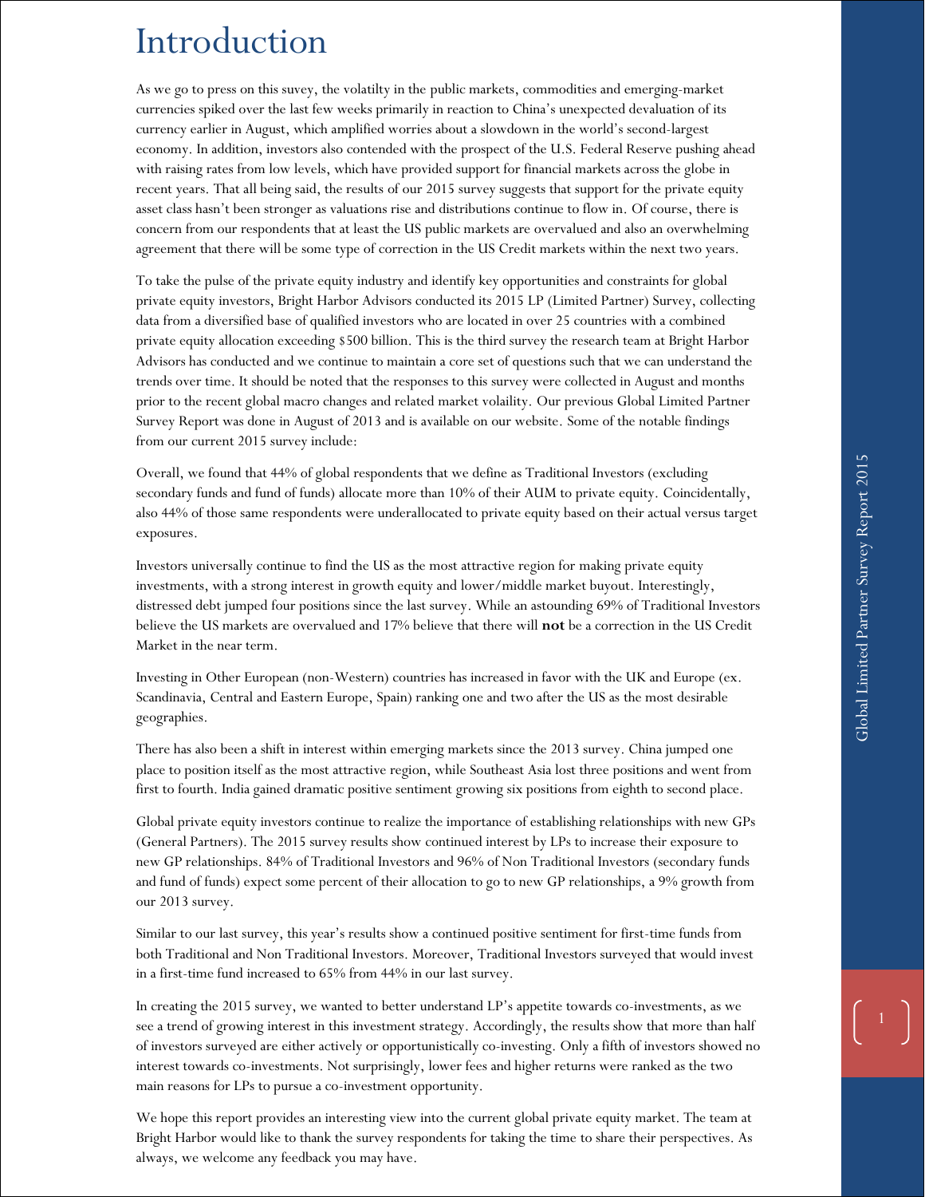# Introduction

As we go to press on this suvey, the volatilty in the public markets, commodities and emerging-market currencies spiked over the last few weeks primarily in reaction to China's unexpected devaluation of its currency earlier in August, which amplified worries about a slowdown in the world's second-largest economy. In addition, investors also contended with the prospect of the U.S. Federal Reserve pushing ahead with raising rates from low levels, which have provided support for financial markets across the globe in recent years. That all being said, the results of our 2015 survey suggests that support for the private equity asset class hasn't been stronger as valuations rise and distributions continue to flow in. Of course, there is concern from our respondents that at least the US public markets are overvalued and also an overwhelming agreement that there will be some type of correction in the US Credit markets within the next two years.

To take the pulse of the private equity industry and identify key opportunities and constraints for global private equity investors, Bright Harbor Advisors conducted its 2015 LP (Limited Partner) Survey, collecting data from a diversified base of qualified investors who are located in over 25 countries with a combined private equity allocation exceeding $500 billion. This is the third survey the research team at Bright Harbor Advisors has conducted and we continue to maintain a core set of questions such that we can understand the trends over time. It should be noted that the responses to this survey were collected in August and months prior to the recent global macro changes and related market volaility. Our previous Global Limited Partner Survey Report was done in August of 2013 and is available on our website. Some of the notable findings from our current 2015 survey include:

Overall, we found that 44% of global respondents that we define as Traditional Investors (excluding secondary funds and fund of funds) allocate more than 10% of their AUM to private equity. Coincidentally, also 44% of those same respondents were underallocated to private equity based on their actual versus target exposures.

Investors universally continue to find the US as the most attractive region for making private equity investments, with a strong interest in growth equity and lower/middle market buyout. Interestingly, distressed debt jumped four positions since the last survey. While an astounding 69% of Traditional Investors believe the US markets are overvalued and 17% believe that there will **not** be a correction in the US Credit Market in the near term.

Investing in Other European (non-Western) countries has increased in favor with the UK and Europe (ex. Scandinavia, Central and Eastern Europe, Spain) ranking one and two after the US as the most desirable geographies.

There has also been a shift in interest within emerging markets since the 2013 survey. China jumped one place to position itself as the most attractive region, while Southeast Asia lost three positions and went from first to fourth. India gained dramatic positive sentiment growing six positions from eighth to second place.

Global private equity investors continue to realize the importance of establishing relationships with new GPs (General Partners). The 2015 survey results show continued interest by LPs to increase their exposure to new GP relationships. 84% of Traditional Investors and 96% of Non Traditional Investors (secondary funds and fund of funds) expect some percent of their allocation to go to new GP relationships, a 9% growth from our 2013 survey.

Similar to our last survey, this year's results show a continued positive sentiment for first-time funds from both Traditional and Non Traditional Investors. Moreover, Traditional Investors surveyed that would invest in a first-time fund increased to 65% from 44% in our last survey.

In creating the 2015 survey, we wanted to better understand LP's appetite towards co-investments, as we see a trend of growing interest in this investment strategy. Accordingly, the results show that more than half of investors surveyed are either actively or opportunistically co-investing. Only a fifth of investors showed no interest towards co-investments. Not surprisingly, lower fees and higher returns were ranked as the two main reasons for LPs to pursue a co-investment opportunity.

We hope this report provides an interesting view into the current global private equity market. The team at Bright Harbor would like to thank the survey respondents for taking the time to share their perspectives. As always, we welcome any feedback you may have.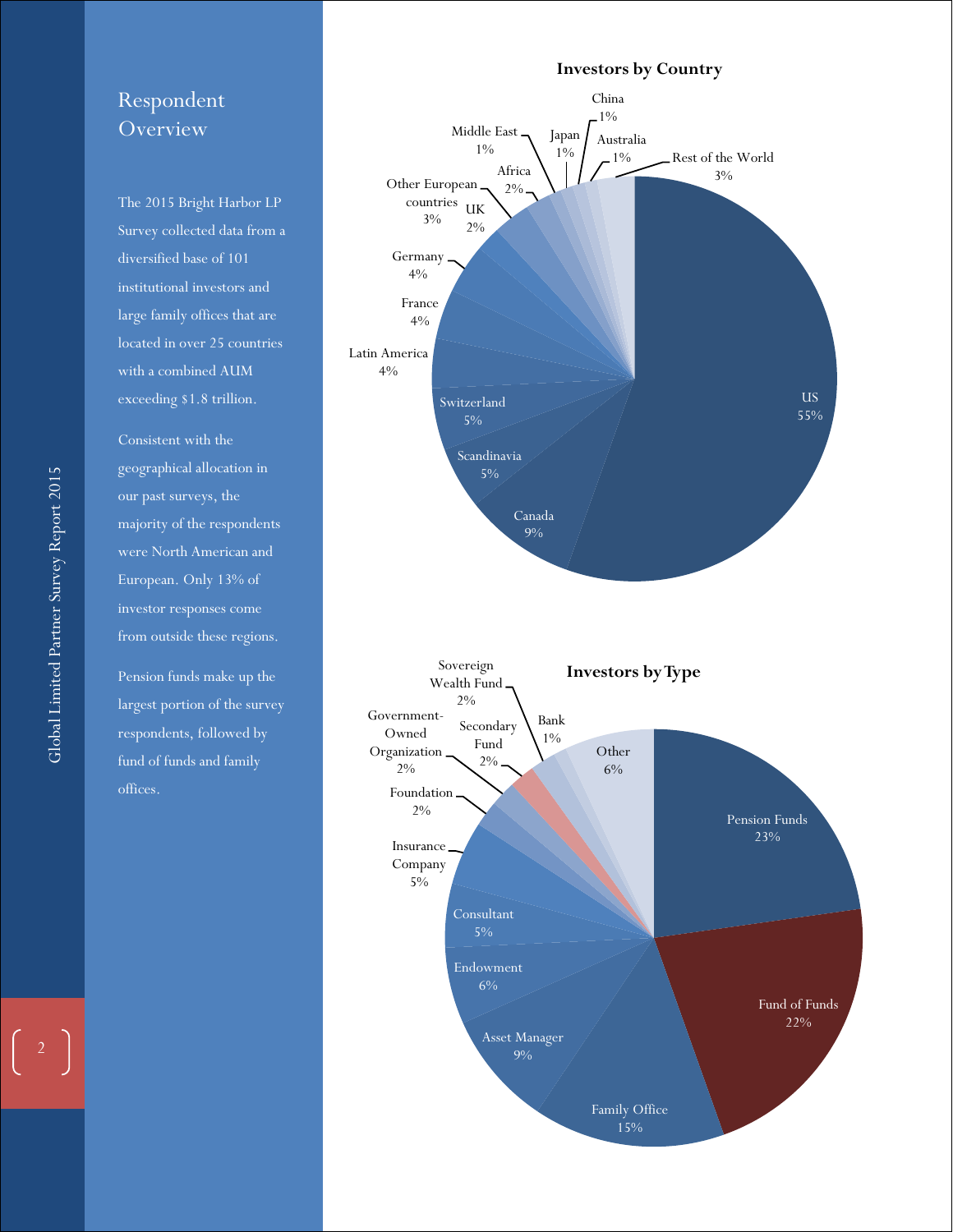# Respondent Overview

The 2015 Bright Harbor LP Survey collected data from a diversified base of 101 institutional investors and large family offices that are located in over 25 countries with a combined AUM exceeding $1.8 trillion.

Consistent with the geographical allocation in our past surveys, the majority of the respondents were North American and European. Only 13% of investor responses come from outside these regions.

Pension funds make up the largest portion of the survey respondents, followed by fund of funds and family offices.

**Investors by Country**

| Country | Share |
| --- | --- |
| US | 55% |
| Canada | 9% |
| Scandinavia | 5% |
| Switzerland | 5% |
| Latin America | 4% |
| France | 4% |
| Germany | 4% |
| UK | 2% |
| Other European countries | 3% |
| Africa | 2% |
| Middle East | 1% |
| Japan | 1% |
| China | 1% |
| Australia | 1% |
| Rest of the World | 3% |

**Investors by Type**

| Type | Share |
| --- | --- |
| Pension Funds | 23% |
| Fund of Funds | 22% |
| Family Office | 15% |
| Asset Manager | 9% |
| Endowment | 6% |
| Consultant | 5% |
| Insurance Company | 5% |
| Foundation | 2% |
| Government-Owned Organization | 2% |
| Secondary Fund | 2% |
| Sovereign Wealth Fund | 2% |
| Bank | 1% |
| Other | 6% |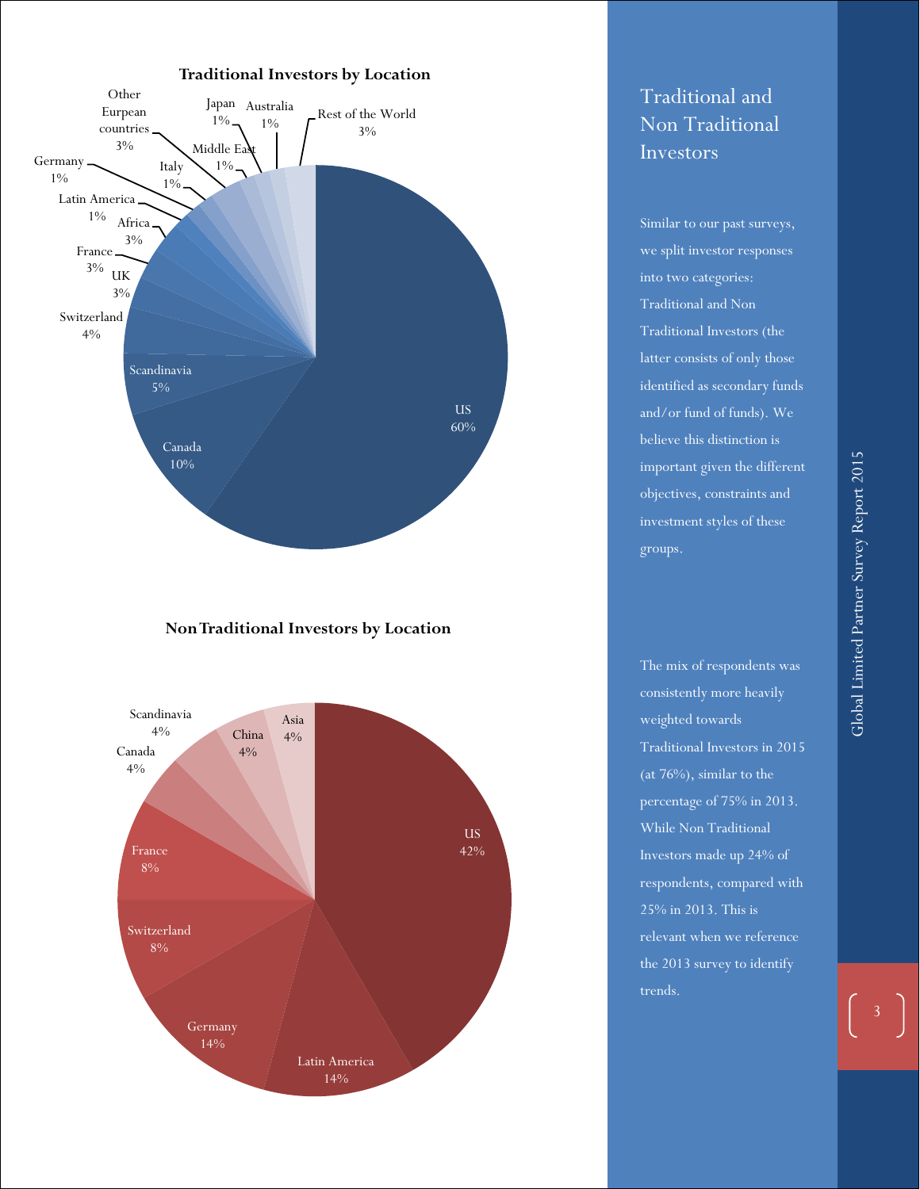## Traditional Investors by Location

| Location | Percentage |
| --- | --- |
| US | 60% |
| Canada | 10% |
| Scandinavia | 5% |
| Switzerland | 4% |
| UK | 3% |
| France | 3% |
| Africa | 3% |
| Latin America | 1% |
| Germany | 1% |
| Italy | 1% |
| Other Eurpean countries | 3% |
| Middle East | 1% |
| Japan | 1% |
| Australia | 1% |
| Rest of the World | 3% |

## Non Traditional Investors by Location

| Location | Percentage |
| --- | --- |
| US | 42% |
| Latin America | 14% |
| Germany | 14% |
| Switzerland | 8% |
| France | 8% |
| Canada | 4% |
| Scandinavia | 4% |
| China | 4% |
| Asia | 4% |

# Traditional and Non Traditional Investors

Similar to our past surveys, we split investor responses into two categories: Traditional and Non Traditional Investors (the latter consists of only those identified as secondary funds and/or fund of funds). We believe this distinction is important given the different objectives, constraints and investment styles of these groups.

The mix of respondents was consistently more heavily weighted towards Traditional Investors in 2015 (at 76%), similar to the percentage of 75% in 2013. While Non Traditional Investors made up 24% of respondents, compared with 25% in 2013. This is relevant when we reference the 2013 survey to identify trends.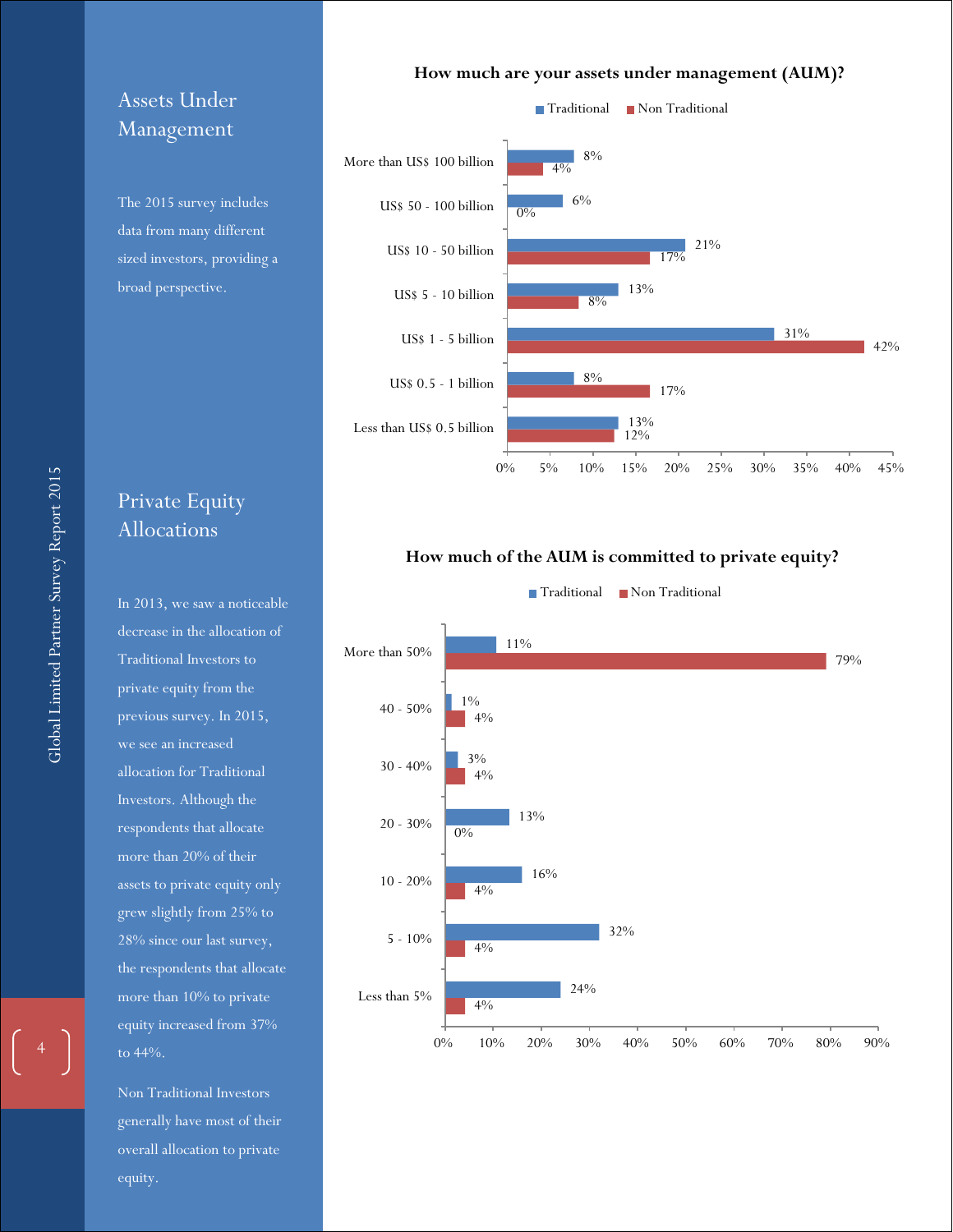## Assets Under Management

The 2015 survey includes data from many different sized investors, providing a broad perspective.

**How much are your assets under management (AUM)?**

| AUM | Traditional | Non Traditional |
|---|---|---|
| More than US$ 100 billion | 8% | 4% |
| US$ 50 - 100 billion | 6% | 0% |
| US$ 10 - 50 billion | 21% | 17% |
| US$ 5 - 10 billion | 13% | 8% |
| US$ 1 - 5 billion | 31% | 42% |
| US$ 0.5 - 1 billion | 8% | 17% |
| Less than US$ 0.5 billion | 13% | 12% |

## Private Equity Allocations

In 2013, we saw a noticeable decrease in the allocation of Traditional Investors to private equity from the previous survey. In 2015, we see an increased allocation for Traditional Investors. Although the respondents that allocate more than 20% of their assets to private equity only grew slightly from 25% to 28% since our last survey, the respondents that allocate more than 10% to private equity increased from 37% to 44%.

Non Traditional Investors generally have most of their overall allocation to private equity.

**How much of the AUM is committed to private equity?**

| Allocation | Traditional | Non Traditional |
|---|---|---|
| More than 50% | 11% | 79% |
| 40 - 50% | 1% | 4% |
| 30 - 40% | 3% | 4% |
| 20 - 30% | 13% | 0% |
| 10 - 20% | 16% | 4% |
| 5 - 10% | 32% | 4% |
| Less than 5% | 24% | 4% |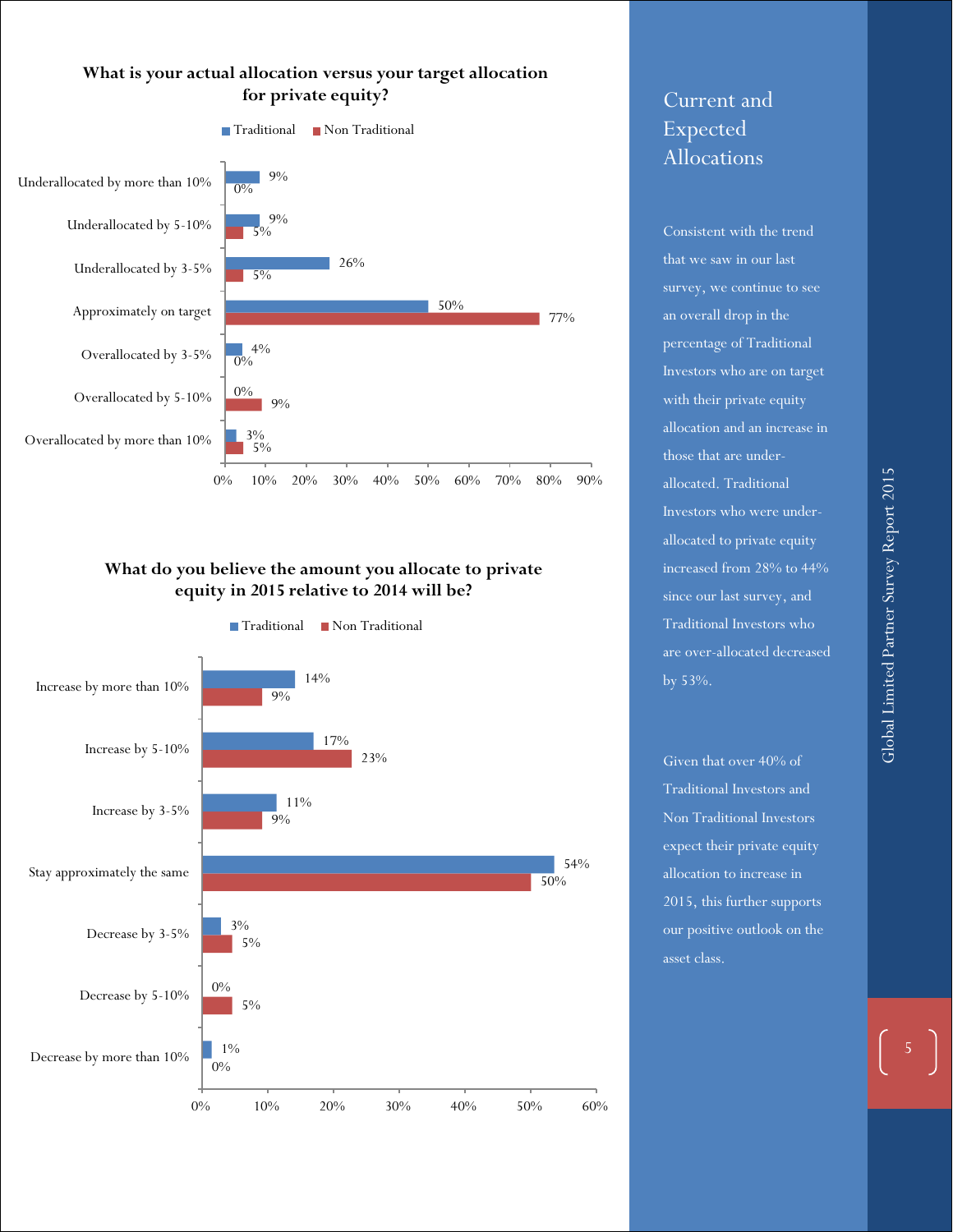**What is your actual allocation versus your target allocation for private equity?**

| | Traditional | Non Traditional |
|---|---|---|
| Underallocated by more than 10% | 9% | 0% |
| Underallocated by 5-10% | 9% | 5% |
| Underallocated by 3-5% | 26% | 5% |
| Approximately on target | 50% | 77% |
| Overallocated by 3-5% | 4% | 0% |
| Overallocated by 5-10% | 0% | 9% |
| Overallocated by more than 10% | 3% | 5% |

**What do you believe the amount you allocate to private equity in 2015 relative to 2014 will be?**

| | Traditional | Non Traditional |
|---|---|---|
| Increase by more than 10% | 14% | 9% |
| Increase by 5-10% | 17% | 23% |
| Increase by 3-5% | 11% | 9% |
| Stay approximately the same | 54% | 50% |
| Decrease by 3-5% | 3% | 5% |
| Decrease by 5-10% | 0% | 5% |
| Decrease by more than 10% | 1% | 0% |

## Current and Expected Allocations

Consistent with the trend that we saw in our last survey, we continue to see an overall drop in the percentage of Traditional Investors who are on target with their private equity allocation and an increase in those that are under-allocated. Traditional Investors who were under-allocated to private equity increased from 28% to 44% since our last survey, and Traditional Investors who are over-allocated decreased by 53%.

Given that over 40% of Traditional Investors and Non Traditional Investors expect their private equity allocation to increase in 2015, this further supports our positive outlook on the asset class.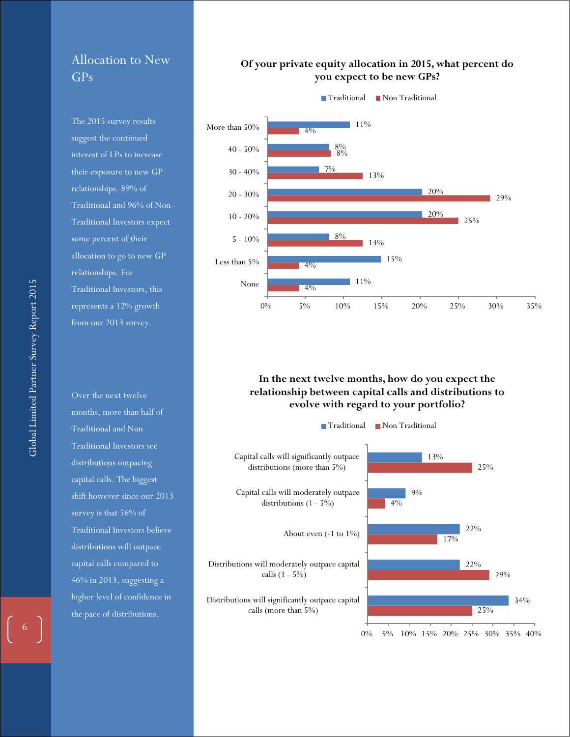## Allocation to New GPs

The 2015 survey results suggest the continued interest of LPs to increase their exposure to new GP relationships. 89% of Traditional and 96% of Non-Traditional Investors expect some percent of their allocation to go to new GP relationships. For Traditional Investors, this represents a 12% growth from our 2013 survey.

**Of your private equity allocation in 2015, what percent do you expect to be new GPs?**

| | Traditional | Non Traditional |
|---|---|---|
| More than 50% | 11% | 4% |
| 40 - 50% | 8% | 8% |
| 30 - 40% | 7% | 13% |
| 20 - 30% | 20% | 29% |
| 10 - 20% | 20% | 25% |
| 5 - 10% | 8% | 13% |
| Less than 5% | 15% | 4% |
| None | 11% | 4% |

Over the next twelve months, more than half of Traditional and Non Traditional Investors see distributions outpacing capital calls. The biggest shift however since our 2013 survey is that 56% of Traditional Investors believe distributions will outpace capital calls compared to 46% in 2013, suggesting a higher level of confidence in the pace of distributions.

**In the next twelve months, how do you expect the relationship between capital calls and distributions to evolve with regard to your portfolio?**

| | Traditional | Non Traditional |
|---|---|---|
| Capital calls will significantly outpace distributions (more than 5%) | 13% | 25% |
| Capital calls will moderately outpace distributions (1 - 5%) | 9% | 4% |
| About even (-1 to 1%) | 22% | 17% |
| Distributions will moderately outpace capital calls (1 - 5%) | 22% | 29% |
| Distributions will significantly outpace capital calls (more than 5%) | 34% | 25% |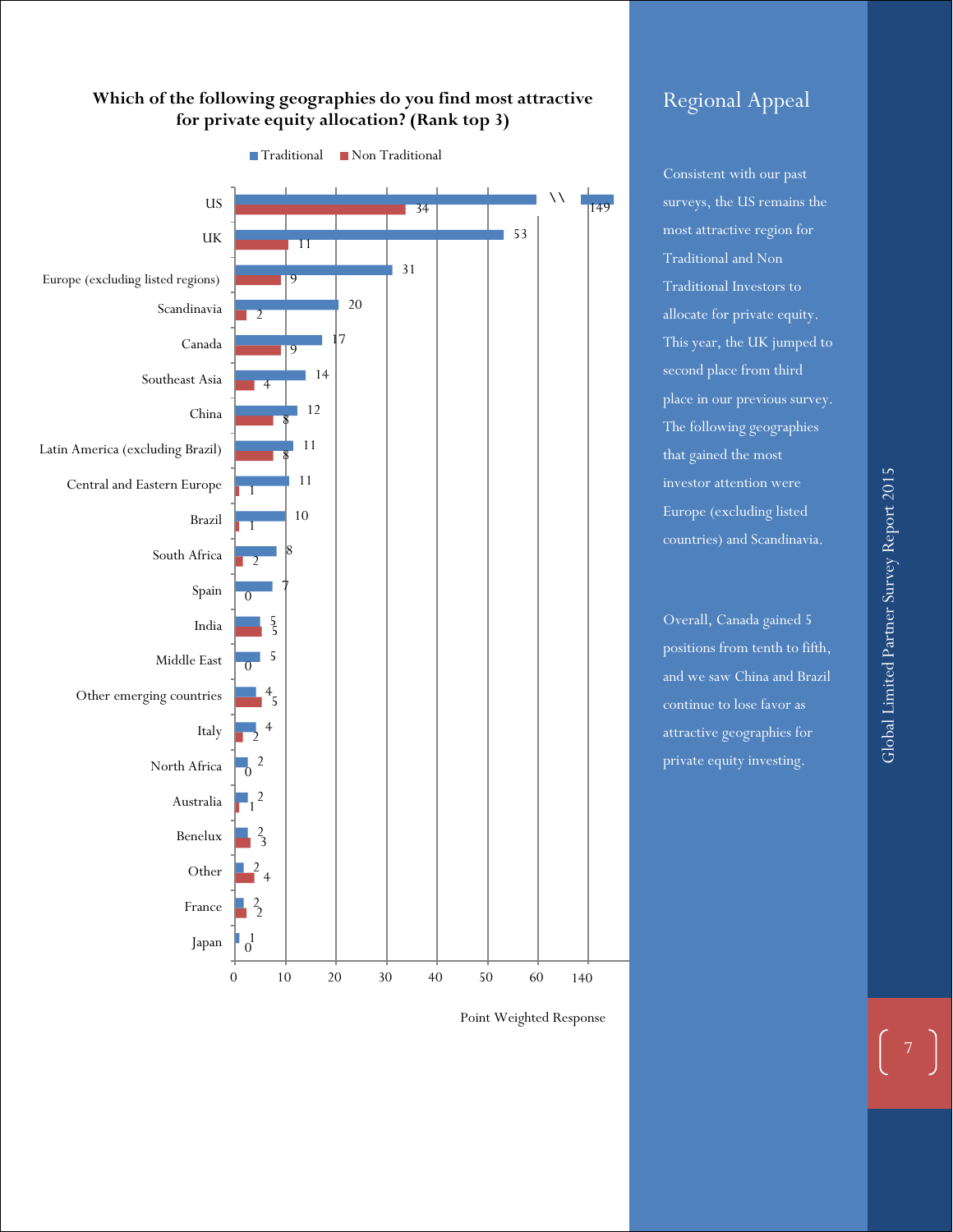## Which of the following geographies do you find most attractive for private equity allocation? (Rank top 3)

| Geography | Traditional | Non Traditional |
|---|---|---|
| US | 149 | 34 |
| UK | 53 | 11 |
| Europe (excluding listed regions) | 31 | 9 |
| Scandinavia | 20 | 2 |
| Canada | 17 | 9 |
| Southeast Asia | 14 | 4 |
| China | 12 | 8 |
| Latin America (excluding Brazil) | 11 | 8 |
| Central and Eastern Europe | 11 | 1 |
| Brazil | 10 | 1 |
| South Africa | 8 | 2 |
| Spain | 7 | 0 |
| India | 5 | 5 |
| Middle East | 5 | 0 |
| Other emerging countries | 4 | 5 |
| Italy | 4 | 2 |
| North Africa | 2 | 0 |
| Australia | 2 | 1 |
| Benelux | 2 | 3 |
| Other | 2 | 4 |
| France | 2 | 2 |
| Japan | 1 | 0 |

Point Weighted Response

## Regional Appeal

Consistent with our past surveys, the US remains the most attractive region for Traditional and Non Traditional Investors to allocate for private equity. This year, the UK jumped to second place from third place in our previous survey. The following geographies that gained the most investor attention were Europe (excluding listed countries) and Scandinavia.

Overall, Canada gained 5 positions from tenth to fifth, and we saw China and Brazil continue to lose favor as attractive geographies for private equity investing.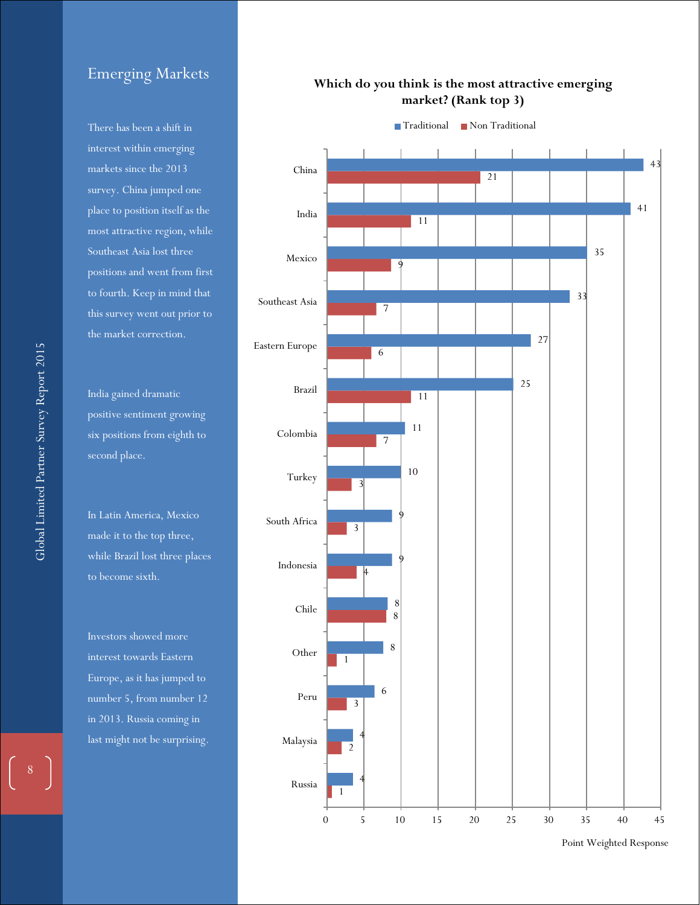## Emerging Markets

There has been a shift in interest within emerging markets since the 2013 survey. China jumped one place to position itself as the most attractive region, while Southeast Asia lost three positions and went from first to fourth. Keep in mind that this survey went out prior to the market correction.

India gained dramatic positive sentiment growing six positions from eighth to second place.

In Latin America, Mexico made it to the top three, while Brazil lost three places to become sixth.

Investors showed more interest towards Eastern Europe, as it has jumped to number 5, from number 12 in 2013. Russia coming in last might not be surprising.

**Which do you think is the most attractive emerging market? (Rank top 3)**

| Market | Traditional | Non Traditional |
|---|---|---|
| China | 43 | 21 |
| India | 41 | 11 |
| Mexico | 35 | 9 |
| Southeast Asia | 33 | 7 |
| Eastern Europe | 27 | 6 |
| Brazil | 25 | 11 |
| Colombia | 11 | 7 |
| Turkey | 10 | 3 |
| South Africa | 9 | 3 |
| Indonesia | 9 | 4 |
| Chile | 8 | 8 |
| Other | 8 | 1 |
| Peru | 6 | 3 |
| Malaysia | 4 | 2 |
| Russia | 4 | 1 |

Point Weighted Response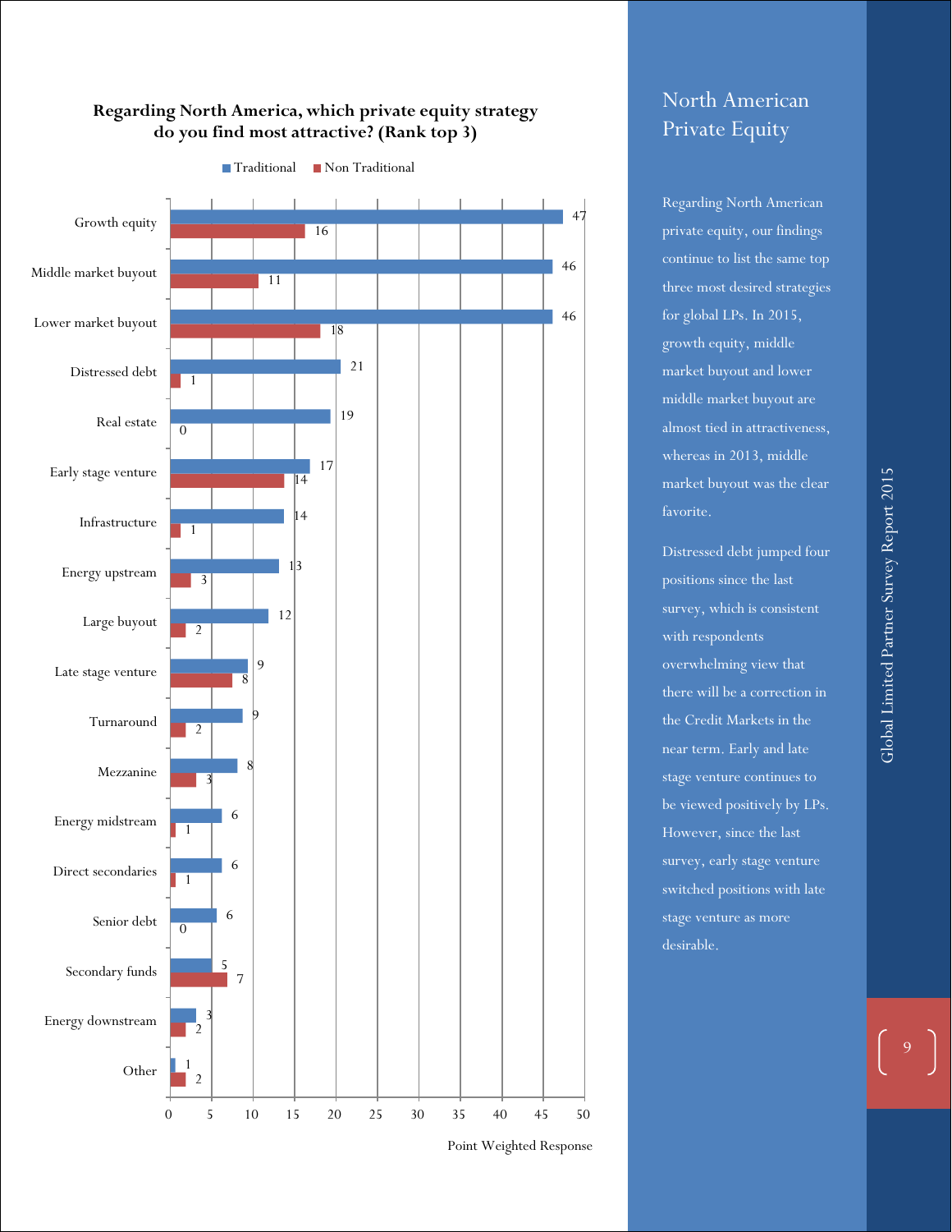**Regarding North America, which private equity strategy do you find most attractive? (Rank top 3)**

| Strategy | Traditional | Non Traditional |
|---|---|---|
| Growth equity | 47 | 16 |
| Middle market buyout | 46 | 11 |
| Lower market buyout | 46 | 18 |
| Distressed debt | 21 | 1 |
| Real estate | 19 | 0 |
| Early stage venture | 17 | 14 |
| Infrastructure | 14 | 1 |
| Energy upstream | 13 | 3 |
| Large buyout | 12 | 2 |
| Late stage venture | 9 | 8 |
| Turnaround | 9 | 2 |
| Mezzanine | 8 | 3 |
| Energy midstream | 6 | 1 |
| Direct secondaries | 6 | 1 |
| Senior debt | 6 | 0 |
| Secondary funds | 5 | 7 |
| Energy downstream | 3 | 2 |
| Other | 1 | 2 |

Point Weighted Response

## North American Private Equity

Regarding North American private equity, our findings continue to list the same top three most desired strategies for global LPs. In 2015, growth equity, middle market buyout and lower middle market buyout are almost tied in attractiveness, whereas in 2013, middle market buyout was the clear favorite.

Distressed debt jumped four positions since the last survey, which is consistent with respondents overwhelming view that there will be a correction in the Credit Markets in the near term. Early and late stage venture continues to be viewed positively by LPs. However, since the last survey, early stage venture switched positions with late stage venture as more desirable.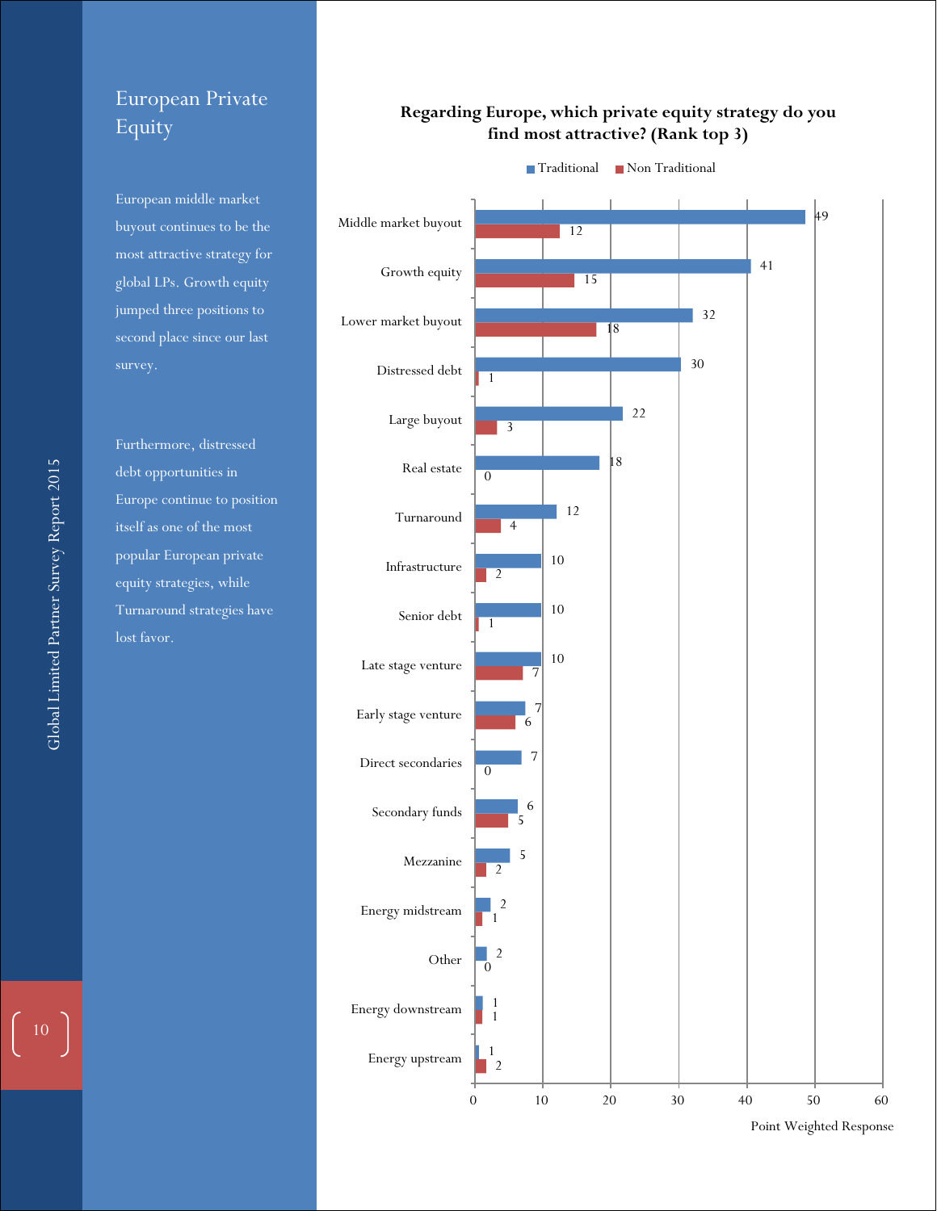# European Private Equity

European middle market buyout continues to be the most attractive strategy for global LPs. Growth equity jumped three positions to second place since our last survey.

Furthermore, distressed debt opportunities in Europe continue to position itself as one of the most popular European private equity strategies, while Turnaround strategies have lost favor.

**Regarding Europe, which private equity strategy do you find most attractive? (Rank top 3)**

| Strategy | Traditional | Non Traditional |
|---|---|---|
| Middle market buyout | 49 | 12 |
| Growth equity | 41 | 15 |
| Lower market buyout | 32 | 18 |
| Distressed debt | 30 | 1 |
| Large buyout | 22 | 3 |
| Real estate | 18 | 0 |
| Turnaround | 12 | 4 |
| Infrastructure | 10 | 2 |
| Senior debt | 10 | 1 |
| Late stage venture | 10 | 7 |
| Early stage venture | 7 | 6 |
| Direct secondaries | 7 | 0 |
| Secondary funds | 6 | 5 |
| Mezzanine | 5 | 2 |
| Energy midstream | 2 | 1 |
| Other | 2 | 0 |
| Energy downstream | 1 | 1 |
| Energy upstream | 1 | 2 |

Point Weighted Response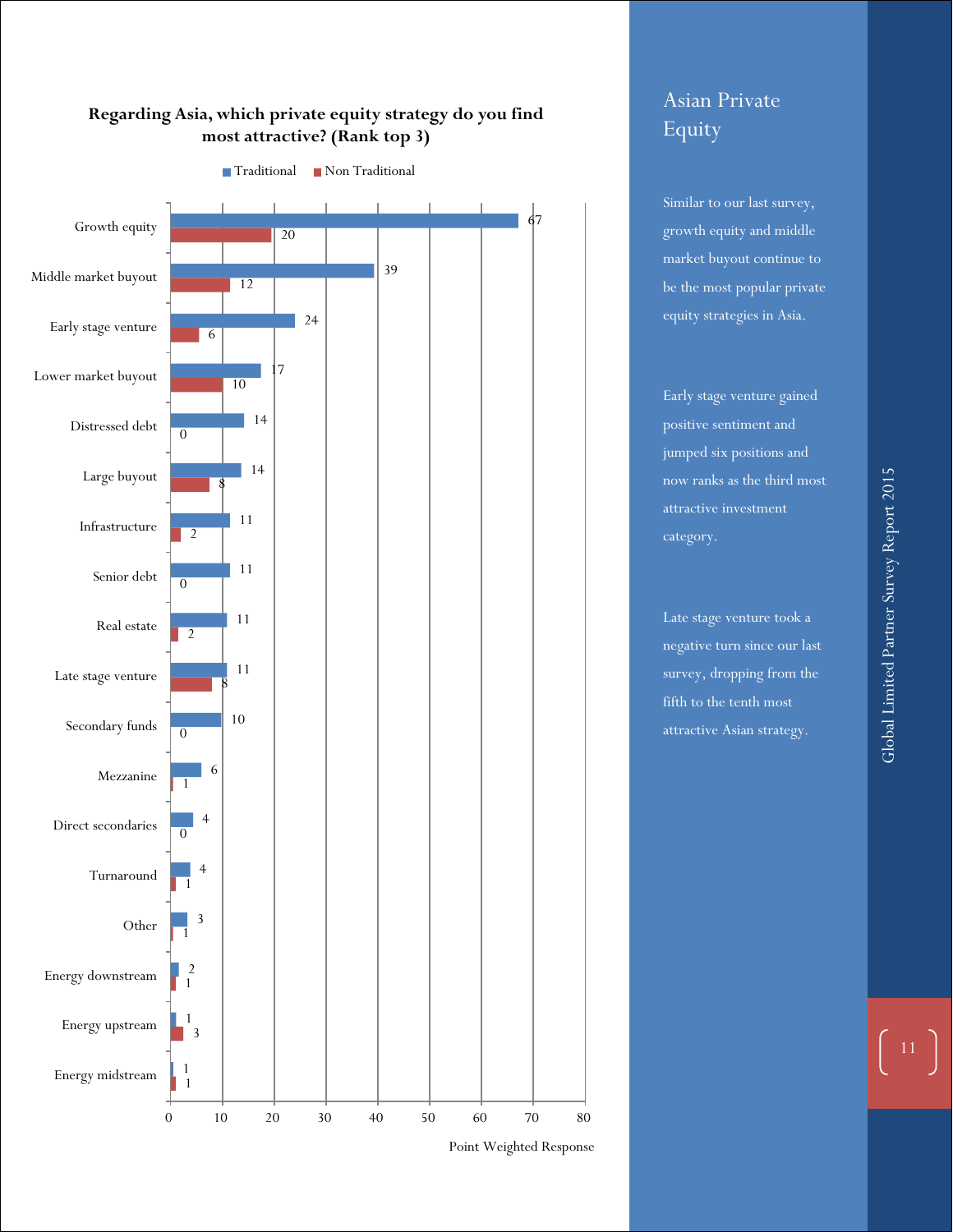**Regarding Asia, which private equity strategy do you find most attractive? (Rank top 3)**

| Strategy | Traditional | Non Traditional |
|---|---|---|
| Growth equity | 67 | 20 |
| Middle market buyout | 39 | 12 |
| Early stage venture | 24 | 6 |
| Lower market buyout | 17 | 10 |
| Distressed debt | 14 | 0 |
| Large buyout | 14 | 8 |
| Infrastructure | 11 | 2 |
| Senior debt | 11 | 0 |
| Real estate | 11 | 2 |
| Late stage venture | 11 | 8 |
| Secondary funds | 10 | 0 |
| Mezzanine | 6 | 1 |
| Direct secondaries | 4 | 0 |
| Turnaround | 4 | 1 |
| Other | 3 | 1 |
| Energy downstream | 2 | 1 |
| Energy upstream | 1 | 3 |
| Energy midstream | 1 | 1 |

Point Weighted Response

# Asian Private Equity

Similar to our last survey, growth equity and middle market buyout continue to be the most popular private equity strategies in Asia.

Early stage venture gained positive sentiment and jumped six positions and now ranks as the third most attractive investment category.

Late stage venture took a negative turn since our last survey, dropping from the fifth to the tenth most attractive Asian strategy.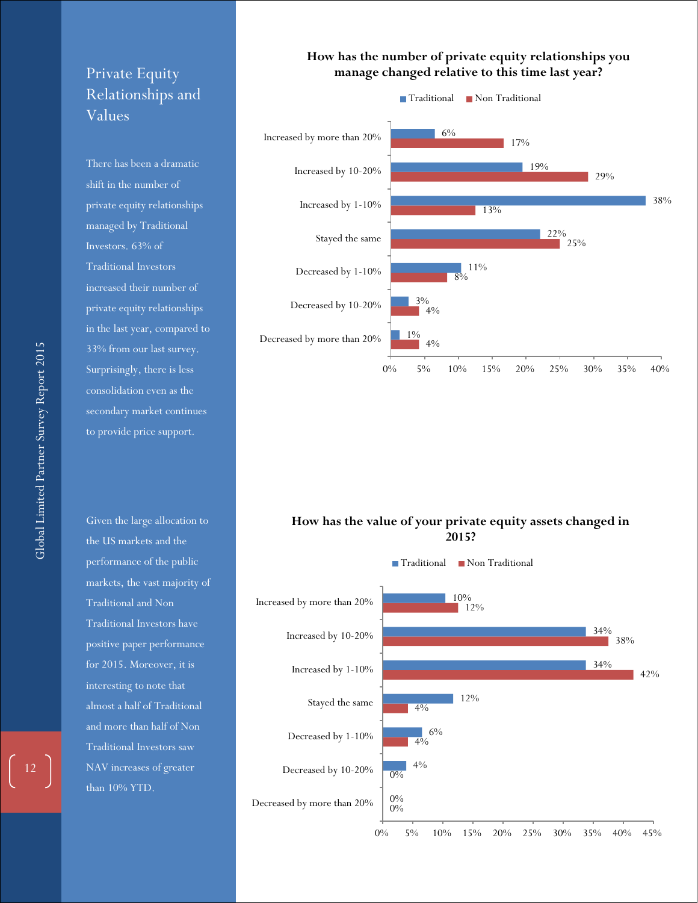# Private Equity Relationships and Values

There has been a dramatic shift in the number of private equity relationships managed by Traditional Investors. 63% of Traditional Investors increased their number of private equity relationships in the last year, compared to 33% from our last survey. Surprisingly, there is less consolidation even as the secondary market continues to provide price support.

**How has the number of private equity relationships you manage changed relative to this time last year?**

| | Traditional | Non Traditional |
|---|---|---|
| Increased by more than 20% | 6% | 17% |
| Increased by 10-20% | 19% | 29% |
| Increased by 1-10% | 38% | 13% |
| Stayed the same | 22% | 25% |
| Decreased by 1-10% | 11% | 8% |
| Decreased by 10-20% | 3% | 4% |
| Decreased by more than 20% | 1% | 4% |

Given the large allocation to the US markets and the performance of the public markets, the vast majority of Traditional and Non Traditional Investors have positive paper performance for 2015. Moreover, it is interesting to note that almost a half of Traditional and more than half of Non Traditional Investors saw NAV increases of greater than 10% YTD.

**How has the value of your private equity assets changed in 2015?**

| | Traditional | Non Traditional |
|---|---|---|
| Increased by more than 20% | 10% | 12% |
| Increased by 10-20% | 34% | 38% |
| Increased by 1-10% | 34% | 42% |
| Stayed the same | 12% | 4% |
| Decreased by 1-10% | 6% | 4% |
| Decreased by 10-20% | 4% | 0% |
| Decreased by more than 20% | 0% | 0% |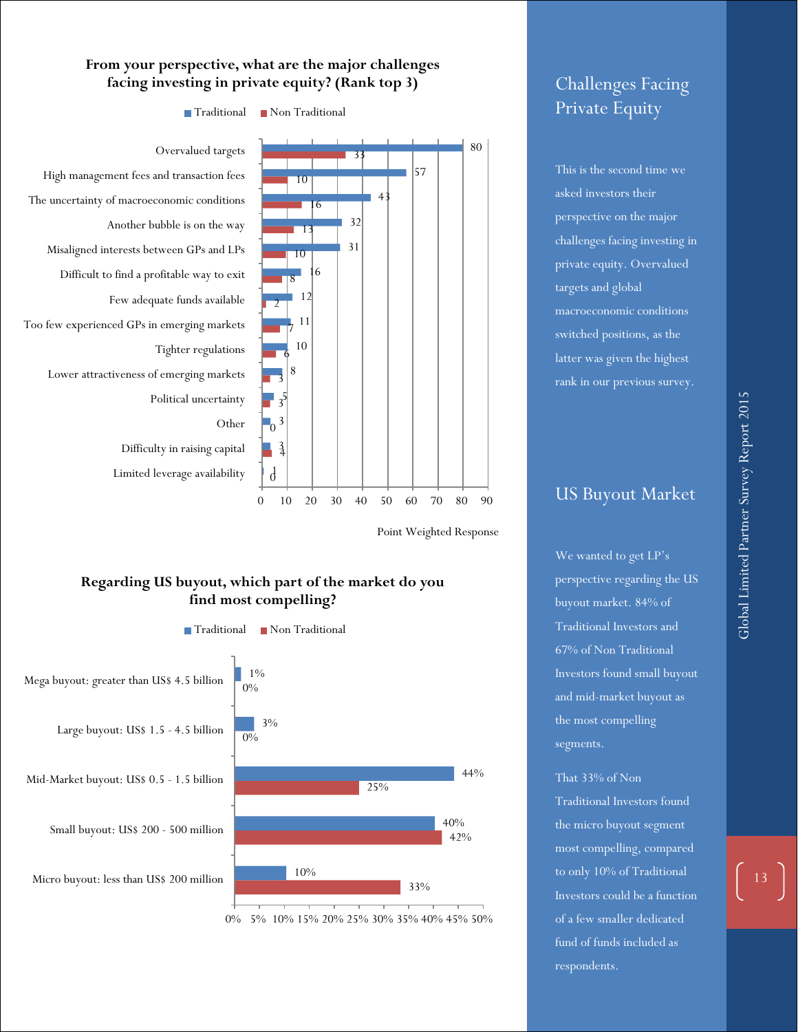## From your perspective, what are the major challenges facing investing in private equity? (Rank top 3)

| Challenge | Traditional | Non Traditional |
|---|---|---|
| Overvalued targets | 80 | 33 |
| High management fees and transaction fees | 57 | 10 |
| The uncertainty of macroeconomic conditions | 43 | 16 |
| Another bubble is on the way | 32 | 13 |
| Misaligned interests between GPs and LPs | 31 | 10 |
| Difficult to find a profitable way to exit | 16 | 8 |
| Few adequate funds available | 12 | 2 |
| Too few experienced GPs in emerging markets | 11 | 7 |
| Tighter regulations | 10 | 6 |
| Lower attractiveness of emerging markets | 8 | 3 |
| Political uncertainty | 5 | 3 |
| Other | 3 | 0 |
| Difficulty in raising capital | 3 | 4 |
| Limited leverage availability | 1 | 0 |

Point Weighted Response

## Regarding US buyout, which part of the market do you find most compelling?

| Segment | Traditional | Non Traditional |
|---|---|---|
| Mega buyout: greater than US$ 4.5 billion | 1% | 0% |
| Large buyout: US$ 1.5 - 4.5 billion | 3% | 0% |
| Mid-Market buyout: US$ 0.5 - 1.5 billion | 44% | 25% |
| Small buyout: US$ 200 - 500 million | 40% | 42% |
| Micro buyout: less than US$ 200 million | 10% | 33% |

## Challenges Facing Private Equity

This is the second time we asked investors their perspective on the major challenges facing investing in private equity. Overvalued targets and global macroeconomic conditions switched positions, as the latter was given the highest rank in our previous survey.

## US Buyout Market

We wanted to get LP's perspective regarding the US buyout market. 84% of Traditional Investors and 67% of Non Traditional Investors found small buyout and mid-market buyout as the most compelling segments.

That 33% of Non Traditional Investors found the micro buyout segment most compelling, compared to only 10% of Traditional Investors could be a function of a few smaller dedicated fund of funds included as respondents.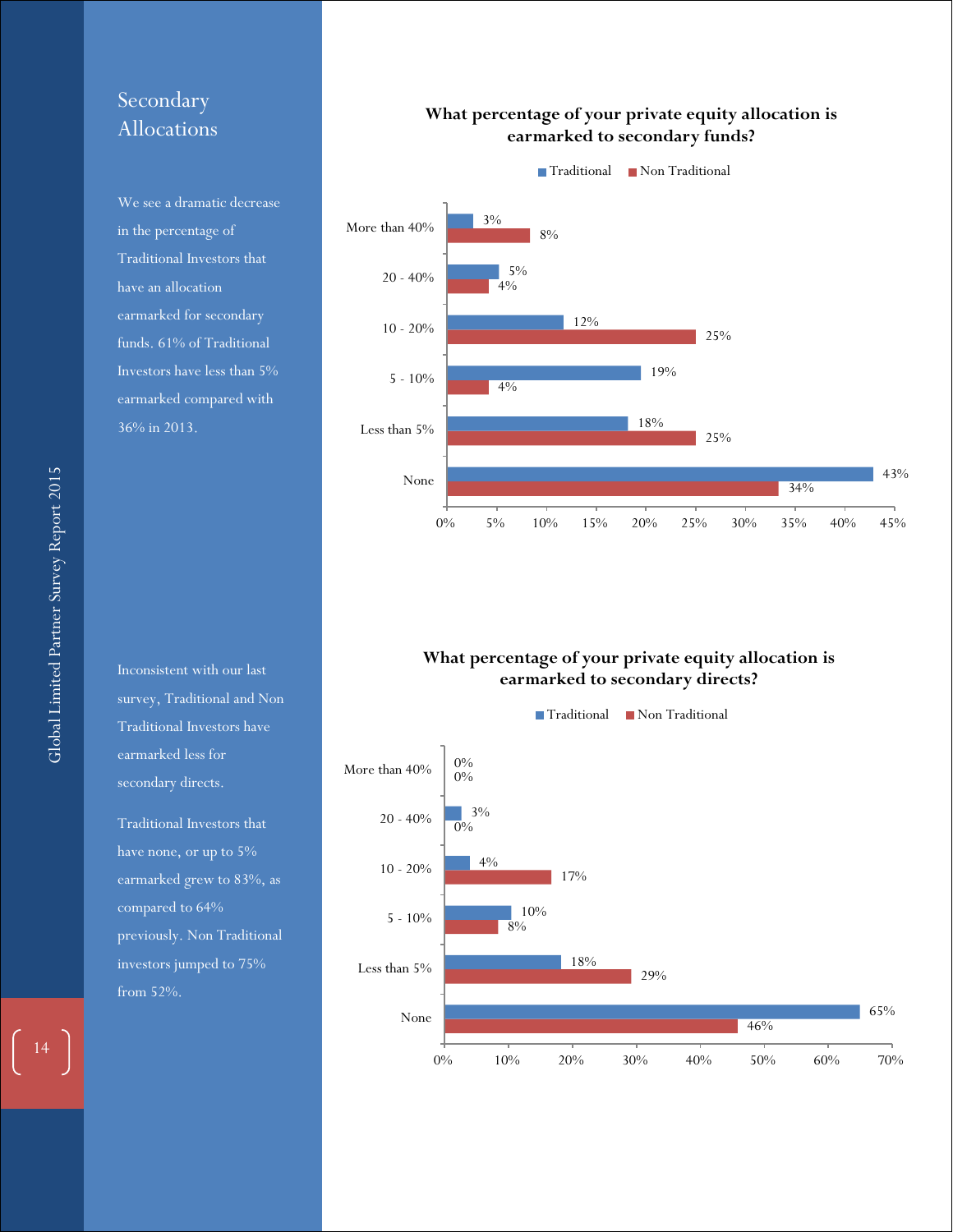# Secondary Allocations

We see a dramatic decrease in the percentage of Traditional Investors that have an allocation earmarked for secondary funds. 61% of Traditional Investors have less than 5% earmarked compared with 36% in 2013.

**What percentage of your private equity allocation is earmarked to secondary funds?**

| | Traditional | Non Traditional |
|---|---|---|
| More than 40% | 3% | 8% |
| 20 - 40% | 5% | 4% |
| 10 - 20% | 12% | 25% |
| 5 - 10% | 19% | 4% |
| Less than 5% | 18% | 25% |
| None | 43% | 34% |

Inconsistent with our last survey, Traditional and Non Traditional Investors have earmarked less for secondary directs.

Traditional Investors that have none, or up to 5% earmarked grew to 83%, as compared to 64% previously. Non Traditional investors jumped to 75% from 52%.

**What percentage of your private equity allocation is earmarked to secondary directs?**

| | Traditional | Non Traditional |
|---|---|---|
| More than 40% | 0% | 0% |
| 20 - 40% | 3% | 0% |
| 10 - 20% | 4% | 17% |
| 5 - 10% | 10% | 8% |
| Less than 5% | 18% | 29% |
| None | 65% | 46% |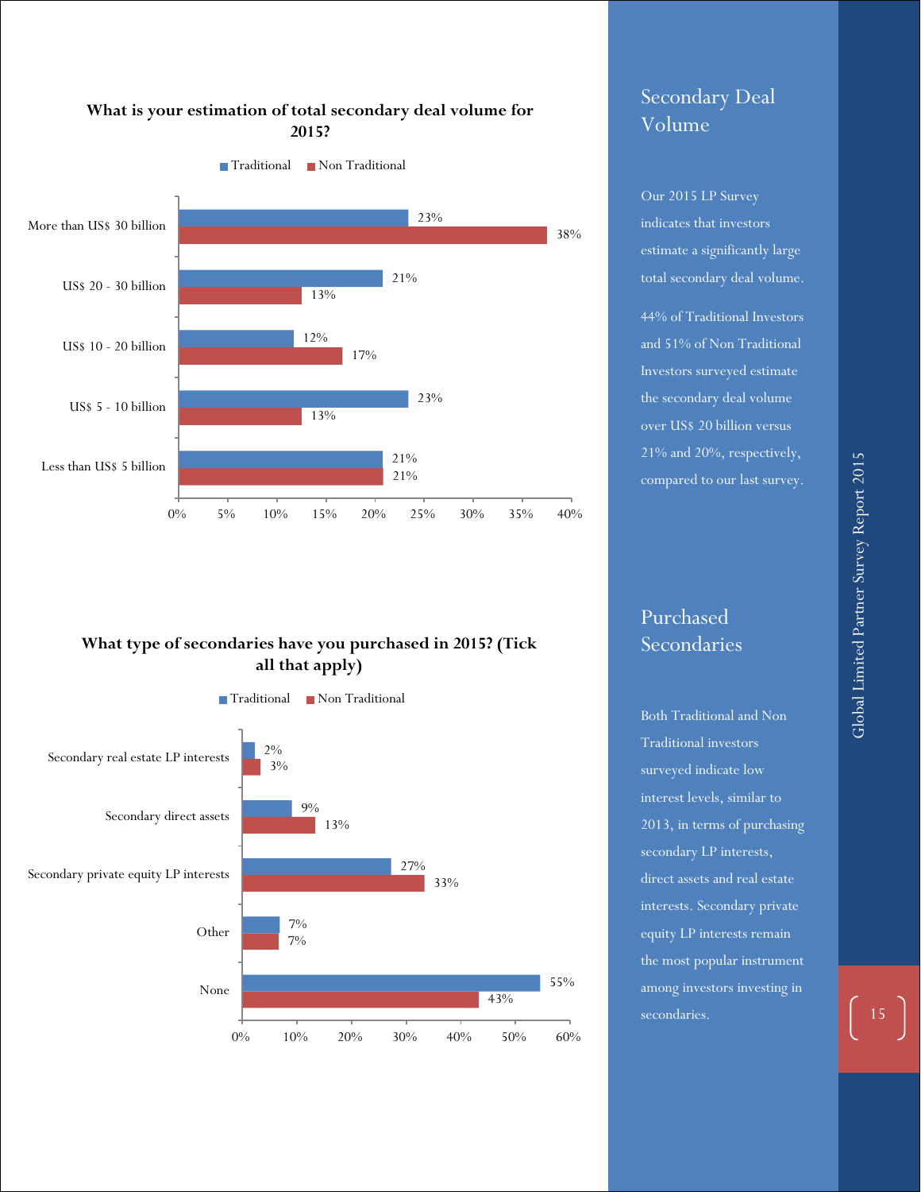**What is your estimation of total secondary deal volume for 2015?**

| | Traditional | Non Traditional |
|---|---|---|
| More than US$ 30 billion | 23% | 38% |
| US$ 20 - 30 billion | 21% | 13% |
| US$ 10 - 20 billion | 12% | 17% |
| US$ 5 - 10 billion | 23% | 13% |
| Less than US$ 5 billion | 21% | 21% |

**What type of secondaries have you purchased in 2015? (Tick all that apply)**

| | Traditional | Non Traditional |
|---|---|---|
| Secondary real estate LP interests | 2% | 3% |
| Secondary direct assets | 9% | 13% |
| Secondary private equity LP interests | 27% | 33% |
| Other | 7% | 7% |
| None | 55% | 43% |

## Secondary Deal Volume

Our 2015 LP Survey indicates that investors estimate a significantly large total secondary deal volume.

44% of Traditional Investors and 51% of Non Traditional Investors surveyed estimate the secondary deal volume over US$ 20 billion versus 21% and 20%, respectively, compared to our last survey.

## Purchased Secondaries

Both Traditional and Non Traditional investors surveyed indicate low interest levels, similar to 2013, in terms of purchasing secondary LP interests, direct assets and real estate interests. Secondary private equity LP interests remain the most popular instrument among investors investing in secondaries.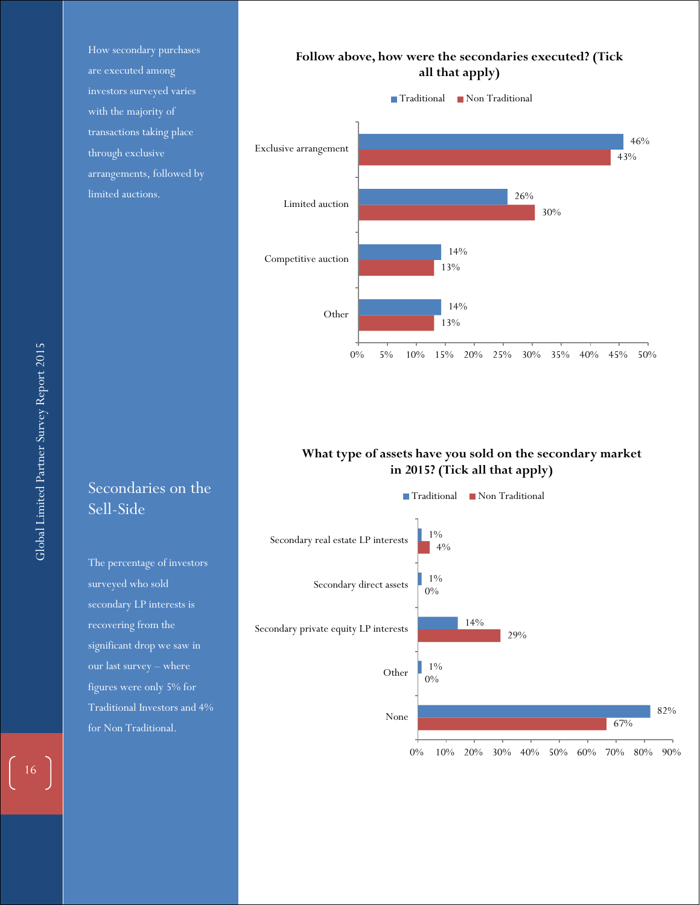How secondary purchases are executed among investors surveyed varies with the majority of transactions taking place through exclusive arrangements, followed by limited auctions.

**Follow above, how were the secondaries executed? (Tick all that apply)**

| | Traditional | Non Traditional |
|---|---|---|
| Exclusive arrangement | 46% | 43% |
| Limited auction | 26% | 30% |
| Competitive auction | 14% | 13% |
| Other | 14% | 13% |

## Secondaries on the Sell-Side

The percentage of investors surveyed who sold secondary LP interests is recovering from the significant drop we saw in our last survey – where figures were only 5% for Traditional Investors and 4% for Non Traditional.

**What type of assets have you sold on the secondary market in 2015? (Tick all that apply)**

| | Traditional | Non Traditional |
|---|---|---|
| Secondary real estate LP interests | 1% | 4% |
| Secondary direct assets | 1% | 0% |
| Secondary private equity LP interests | 14% | 29% |
| Other | 1% | 0% |
| None | 82% | 67% |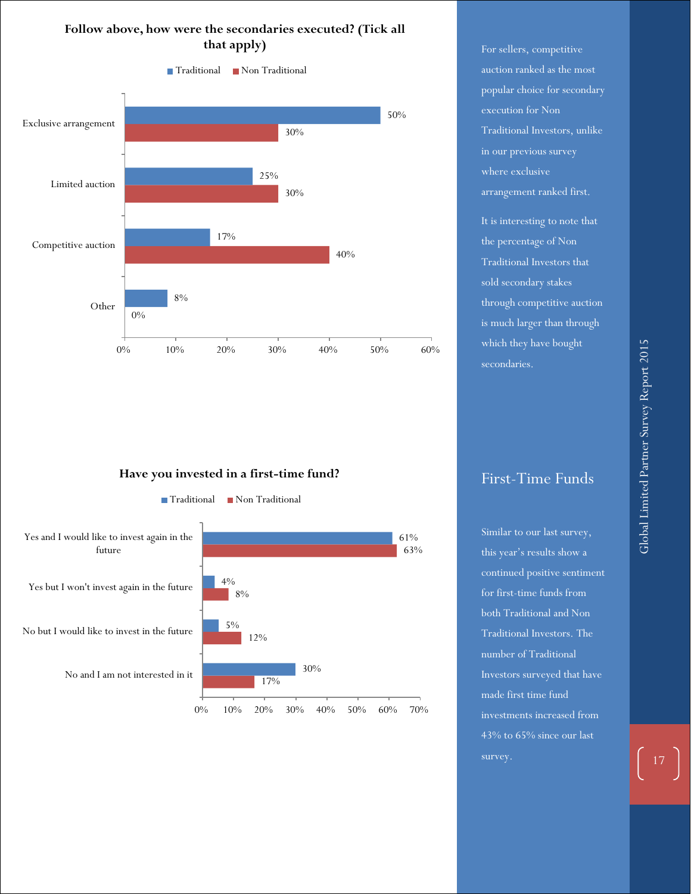**Follow above, how were the secondaries executed? (Tick all that apply)**

| | Traditional | Non Traditional |
|---|---|---|
| Exclusive arrangement | 50% | 30% |
| Limited auction | 25% | 30% |
| Competitive auction | 17% | 40% |
| Other | 8% | 0% |

For sellers, competitive auction ranked as the most popular choice for secondary execution for Non Traditional Investors, unlike in our previous survey where exclusive arrangement ranked first.

It is interesting to note that the percentage of Non Traditional Investors that sold secondary stakes through competitive auction is much larger than through which they have bought secondaries.

**Have you invested in a first-time fund?**

| | Traditional | Non Traditional |
|---|---|---|
| Yes and I would like to invest again in the future | 61% | 63% |
| Yes but I won't invest again in the future | 4% | 8% |
| No but I would like to invest in the future | 5% | 12% |
| No and I am not interested in it | 30% | 17% |

## First-Time Funds

Similar to our last survey, this year's results show a continued positive sentiment for first-time funds from both Traditional and Non Traditional Investors. The number of Traditional Investors surveyed that have made first time fund investments increased from 43% to 65% since our last survey.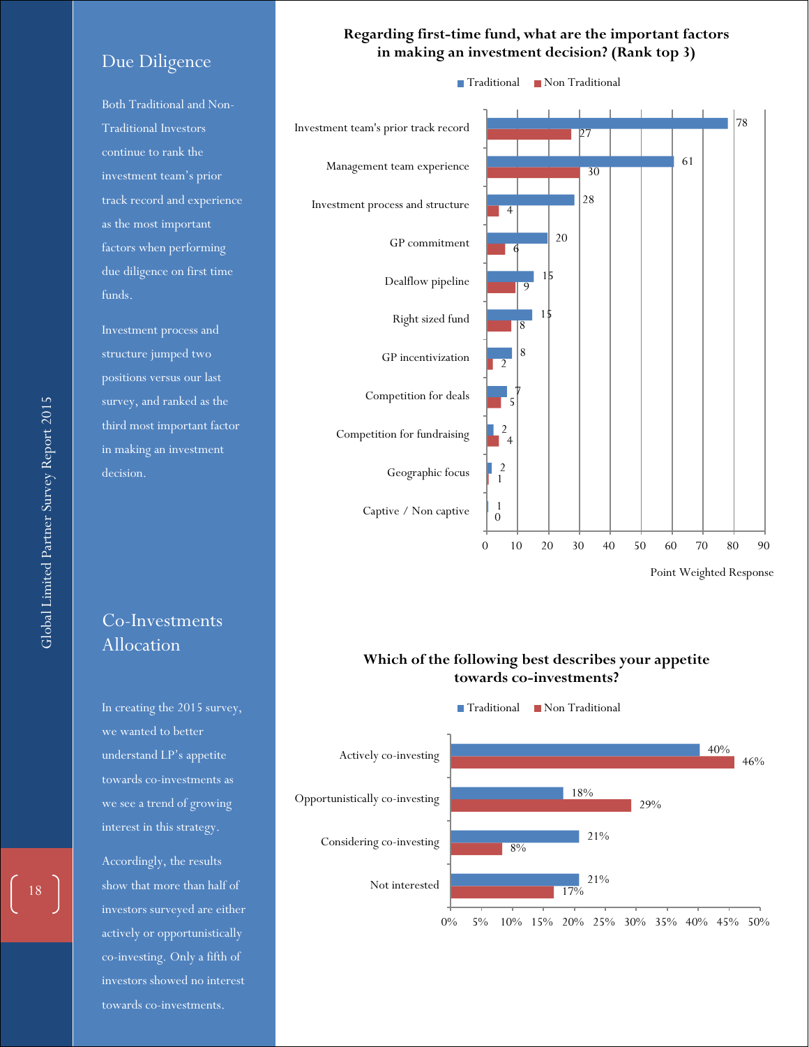## Due Diligence

Both Traditional and Non-Traditional Investors continue to rank the investment team's prior track record and experience as the most important factors when performing due diligence on first time funds.

Investment process and structure jumped two positions versus our last survey, and ranked as the third most important factor in making an investment decision.

**Regarding first-time fund, what are the important factors in making an investment decision? (Rank top 3)**

| Factor | Traditional | Non Traditional |
|---|---|---|
| Investment team's prior track record | 78 | 27 |
| Management team experience | 61 | 30 |
| Investment process and structure | 28 | 4 |
| GP commitment | 20 | 6 |
| Dealflow pipeline | 15 | 9 |
| Right sized fund | 15 | 8 |
| GP incentivization | 8 | 2 |
| Competition for deals | 7 | 5 |
| Competition for fundraising | 2 | 4 |
| Geographic focus | 2 | 1 |
| Captive / Non captive | 1 | 0 |

Point Weighted Response

## Co-Investments Allocation

In creating the 2015 survey, we wanted to better understand LP's appetite towards co-investments as we see a trend of growing interest in this strategy.

Accordingly, the results show that more than half of investors surveyed are either actively or opportunistically co-investing. Only a fifth of investors showed no interest towards co-investments.

**Which of the following best describes your appetite towards co-investments?**

| Appetite | Traditional | Non Traditional |
|---|---|---|
| Actively co-investing | 40% | 46% |
| Opportunistically co-investing | 18% | 29% |
| Considering co-investing | 21% | 8% |
| Not interested | 21% | 17% |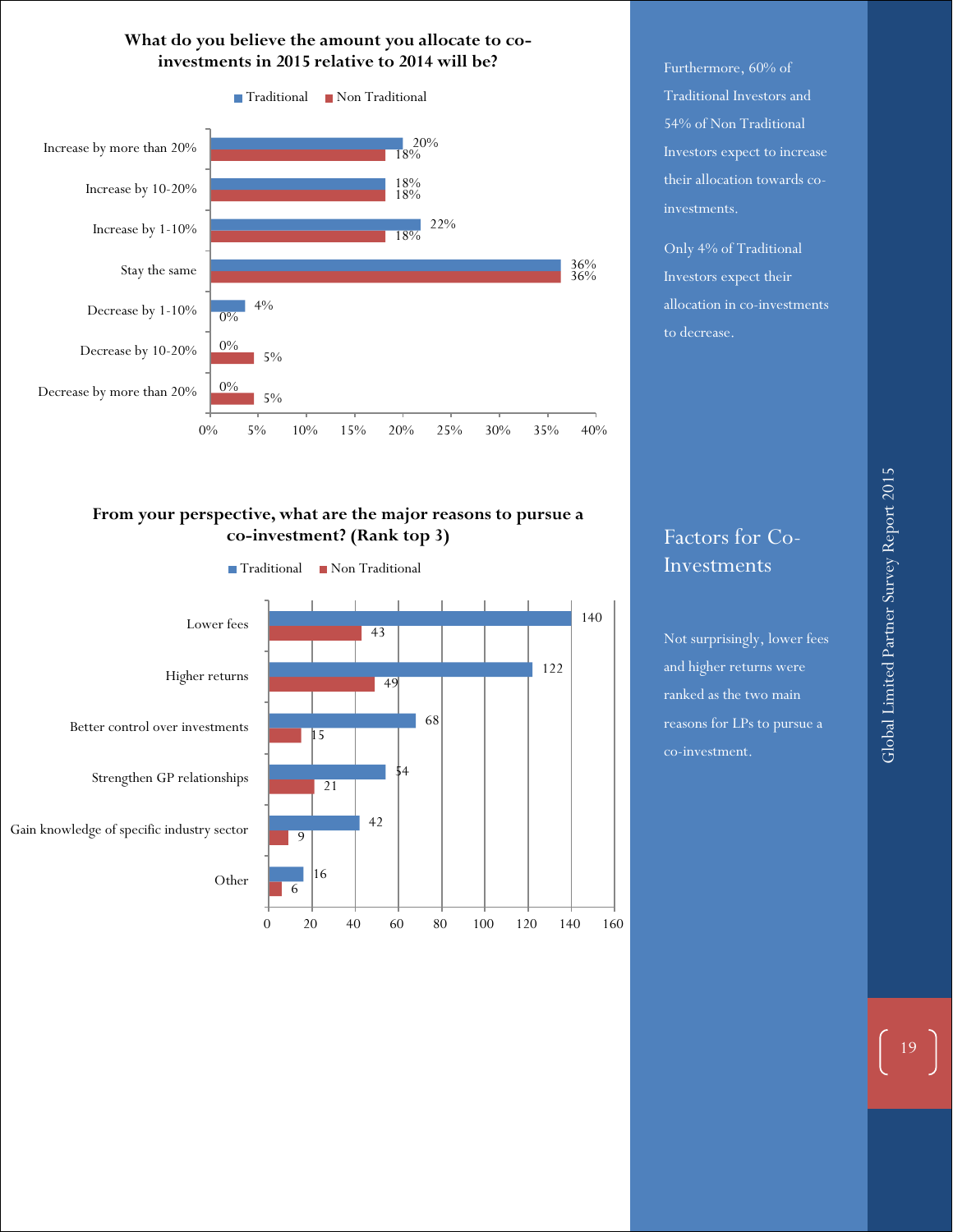**What do you believe the amount you allocate to co-investments in 2015 relative to 2014 will be?**

| | Traditional | Non Traditional |
|---|---|---|
| Increase by more than 20% | 20% | 18% |
| Increase by 10-20% | 18% | 18% |
| Increase by 1-10% | 22% | 18% |
| Stay the same | 36% | 36% |
| Decrease by 1-10% | 4% | 0% |
| Decrease by 10-20% | 0% | 5% |
| Decrease by more than 20% | 0% | 5% |

Furthermore, 60% of Traditional Investors and 54% of Non Traditional Investors expect to increase their allocation towards co-investments.

Only 4% of Traditional Investors expect their allocation in co-investments to decrease.

**From your perspective, what are the major reasons to pursue a co-investment? (Rank top 3)**

| | Traditional | Non Traditional |
|---|---|---|
| Lower fees | 140 | 43 |
| Higher returns | 122 | 49 |
| Better control over investments | 68 | 15 |
| Strengthen GP relationships | 54 | 21 |
| Gain knowledge of specific industry sector | 42 | 9 |
| Other | 16 | 6 |

## Factors for Co-Investments

Not surprisingly, lower fees and higher returns were ranked as the two main reasons for LPs to pursue a co-investment.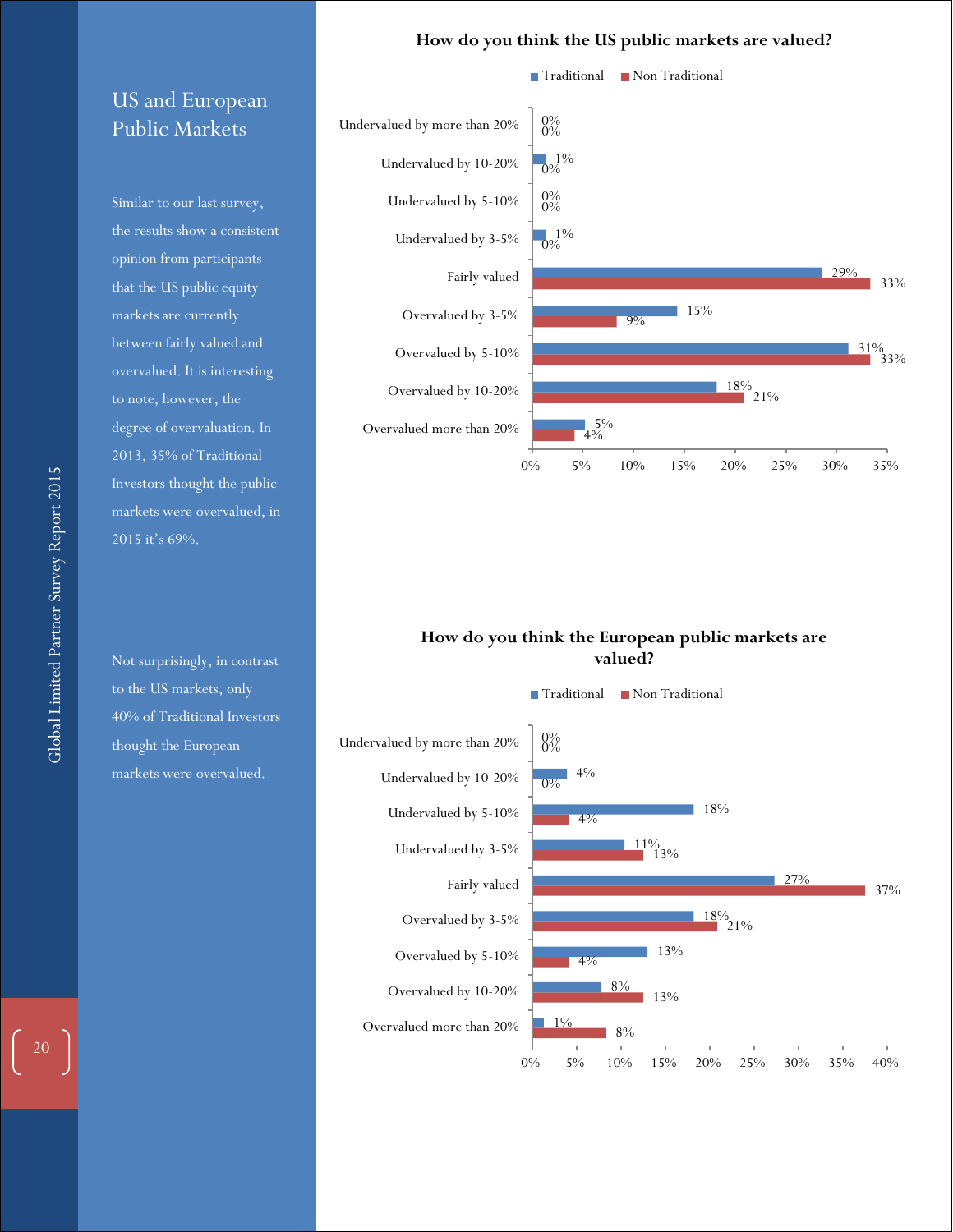## US and European Public Markets

Similar to our last survey, the results show a consistent opinion from participants that the US public equity markets are currently between fairly valued and overvalued. It is interesting to note, however, the degree of overvaluation. In 2013, 35% of Traditional Investors thought the public markets were overvalued, in 2015 it's 69%.

Not surprisingly, in contrast to the US markets, only 40% of Traditional Investors thought the European markets were overvalued.

**How do you think the US public markets are valued?**

| | Traditional | Non Traditional |
|---|---|---|
| Undervalued by more than 20% | 0% | 0% |
| Undervalued by 10-20% | 1% | 0% |
| Undervalued by 5-10% | 0% | 0% |
| Undervalued by 3-5% | 1% | 0% |
| Fairly valued | 29% | 33% |
| Overvalued by 3-5% | 15% | 9% |
| Overvalued by 5-10% | 31% | 33% |
| Overvalued by 10-20% | 18% | 21% |
| Overvalued more than 20% | 5% | 4% |

**How do you think the European public markets are valued?**

| | Traditional | Non Traditional |
|---|---|---|
| Undervalued by more than 20% | 0% | 0% |
| Undervalued by 10-20% | 4% | 0% |
| Undervalued by 5-10% | 18% | 4% |
| Undervalued by 3-5% | 11% | 13% |
| Fairly valued | 27% | 37% |
| Overvalued by 3-5% | 18% | 21% |
| Overvalued by 5-10% | 13% | 4% |
| Overvalued by 10-20% | 8% | 13% |
| Overvalued more than 20% | 1% | 8% |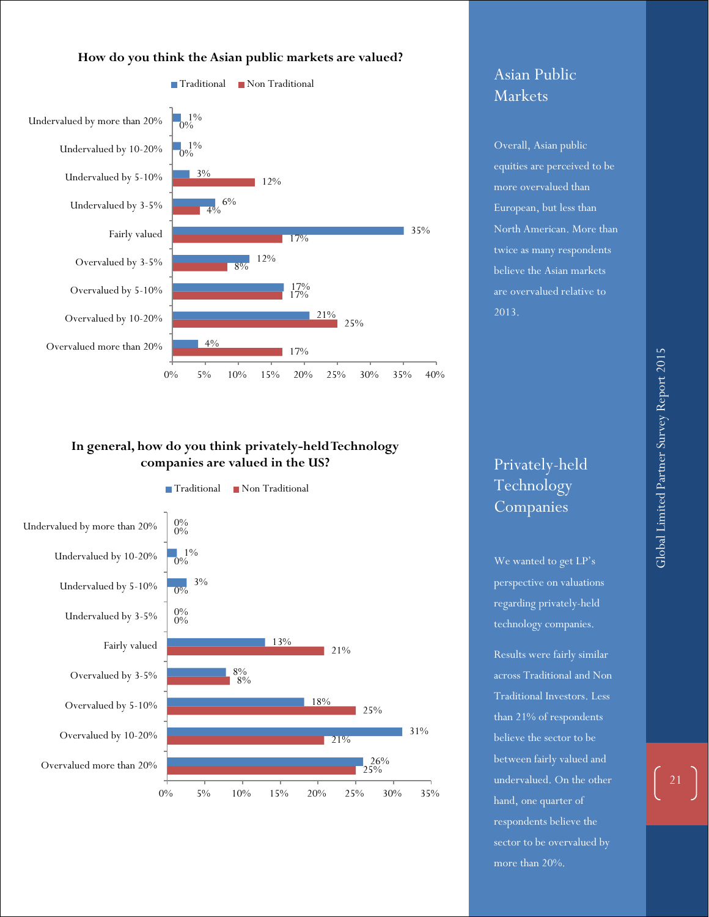**How do you think the Asian public markets are valued?**

| | Traditional | Non Traditional |
|---|---|---|
| Undervalued by more than 20% | 1% | 0% |
| Undervalued by 10-20% | 1% | 0% |
| Undervalued by 5-10% | 3% | 12% |
| Undervalued by 3-5% | 6% | 4% |
| Fairly valued | 35% | 17% |
| Overvalued by 3-5% | 12% | 8% |
| Overvalued by 5-10% | 17% | 17% |
| Overvalued by 10-20% | 21% | 25% |
| Overvalued more than 20% | 4% | 17% |

**In general, how do you think privately-held Technology companies are valued in the US?**

| | Traditional | Non Traditional |
|---|---|---|
| Undervalued by more than 20% | 0% | 0% |
| Undervalued by 10-20% | 1% | 0% |
| Undervalued by 5-10% | 3% | 0% |
| Undervalued by 3-5% | 0% | 0% |
| Fairly valued | 13% | 21% |
| Overvalued by 3-5% | 8% | 8% |
| Overvalued by 5-10% | 18% | 25% |
| Overvalued by 10-20% | 31% | 21% |
| Overvalued more than 20% | 26% | 25% |

## Asian Public Markets

Overall, Asian public equities are perceived to be more overvalued than European, but less than North American. More than twice as many respondents believe the Asian markets are overvalued relative to 2013.

## Privately-held Technology Companies

We wanted to get LP's perspective on valuations regarding privately-held technology companies.

Results were fairly similar across Traditional and Non Traditional Investors. Less than 21% of respondents believe the sector to be between fairly valued and undervalued. On the other hand, one quarter of respondents believe the sector to be overvalued by more than 20%.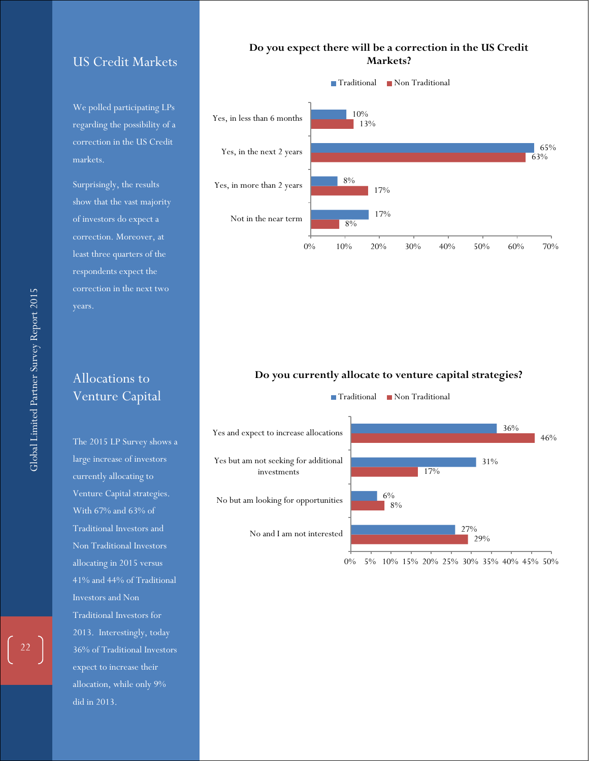## US Credit Markets

We polled participating LPs regarding the possibility of a correction in the US Credit markets.

Surprisingly, the results show that the vast majority of investors do expect a correction. Moreover, at least three quarters of the respondents expect the correction in the next two years.

**Do you expect there will be a correction in the US Credit Markets?**

| | Traditional | Non Traditional |
|---|---|---|
| Yes, in less than 6 months | 10% | 13% |
| Yes, in the next 2 years | 65% | 63% |
| Yes, in more than 2 years | 8% | 17% |
| Not in the near term | 17% | 8% |

## Allocations to Venture Capital

The 2015 LP Survey shows a large increase of investors currently allocating to Venture Capital strategies. With 67% and 63% of Traditional Investors and Non Traditional Investors allocating in 2015 versus 41% and 44% of Traditional Investors and Non Traditional Investors for 2013. Interestingly, today 36% of Traditional Investors expect to increase their allocation, while only 9% did in 2013.

**Do you currently allocate to venture capital strategies?**

| | Traditional | Non Traditional |
|---|---|---|
| Yes and expect to increase allocations | 36% | 46% |
| Yes but am not seeking for additional investments | 31% | 17% |
| No but am looking for opportunities | 6% | 8% |
| No and I am not interested | 27% | 29% |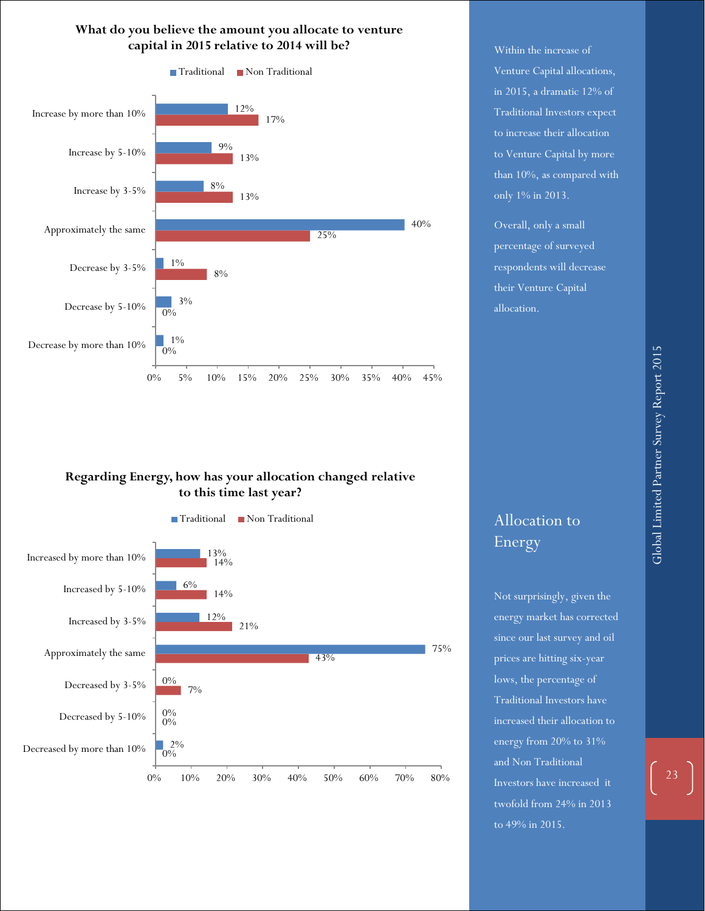## What do you believe the amount you allocate to venture capital in 2015 relative to 2014 will be?

| | Traditional | Non Traditional |
|---|---|---|
| Increase by more than 10% | 12% | 17% |
| Increase by 5-10% | 9% | 13% |
| Increase by 3-5% | 8% | 13% |
| Approximately the same | 40% | 25% |
| Decrease by 3-5% | 1% | 8% |
| Decrease by 5-10% | 3% | 0% |
| Decrease by more than 10% | 1% | 0% |

## Regarding Energy, how has your allocation changed relative to this time last year?

| | Traditional | Non Traditional |
|---|---|---|
| Increased by more than 10% | 13% | 14% |
| Increased by 5-10% | 6% | 14% |
| Increased by 3-5% | 12% | 21% |
| Approximately the same | 75% | 43% |
| Decreased by 3-5% | 0% | 7% |
| Decreased by 5-10% | 0% | 0% |
| Decreased by more than 10% | 2% | 0% |

Within the increase of Venture Capital allocations, in 2015, a dramatic 12% of Traditional Investors expect to increase their allocation to Venture Capital by more than 10%, as compared with only 1% in 2013.

Overall, only a small percentage of surveyed respondents will decrease their Venture Capital allocation.

## Allocation to Energy

Not surprisingly, given the energy market has corrected since our last survey and oil prices are hitting six-year lows, the percentage of Traditional Investors have increased their allocation to energy from 20% to 31% and Non Traditional Investors have increased it twofold from 24% in 2013 to 49% in 2015.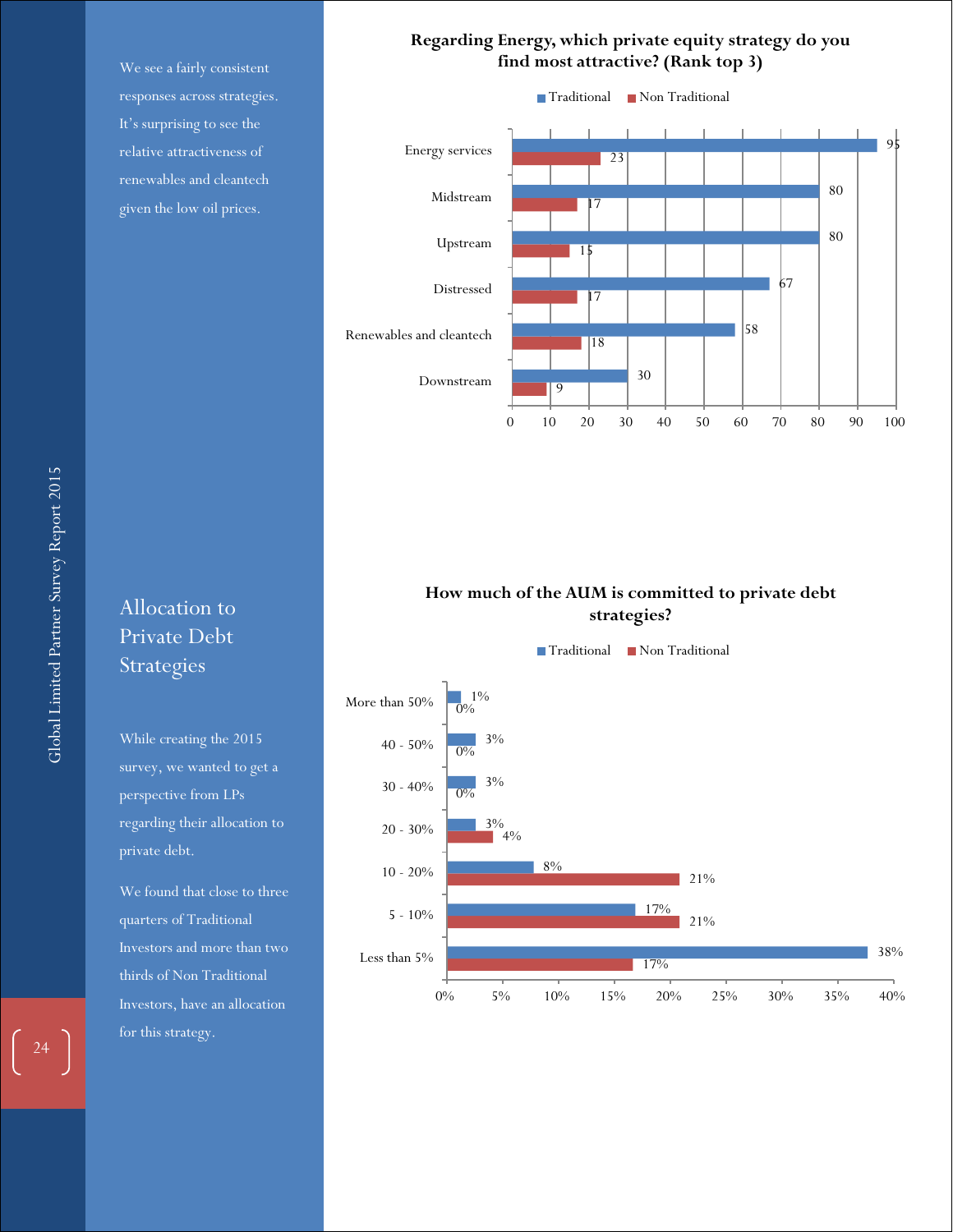We see a fairly consistent responses across strategies. It's surprising to see the relative attractiveness of renewables and cleantech given the low oil prices.

**Regarding Energy, which private equity strategy do you find most attractive? (Rank top 3)**

| Strategy | Traditional | Non Traditional |
|---|---|---|
| Energy services | 95 | 23 |
| Midstream | 80 | 17 |
| Upstream | 80 | 15 |
| Distressed | 67 | 17 |
| Renewables and cleantech | 58 | 18 |
| Downstream | 30 | 9 |

## Allocation to Private Debt Strategies

While creating the 2015 survey, we wanted to get a perspective from LPs regarding their allocation to private debt.

We found that close to three quarters of Traditional Investors and more than two thirds of Non Traditional Investors, have an allocation for this strategy.

**How much of the AUM is committed to private debt strategies?**

| Allocation | Traditional | Non Traditional |
|---|---|---|
| More than 50% | 1% | 0% |
| 40 - 50% | 3% | 0% |
| 30 - 40% | 3% | 0% |
| 20 - 30% | 3% | 4% |
| 10 - 20% | 8% | 21% |
| 5 - 10% | 17% | 21% |
| Less than 5% | 38% | 17% |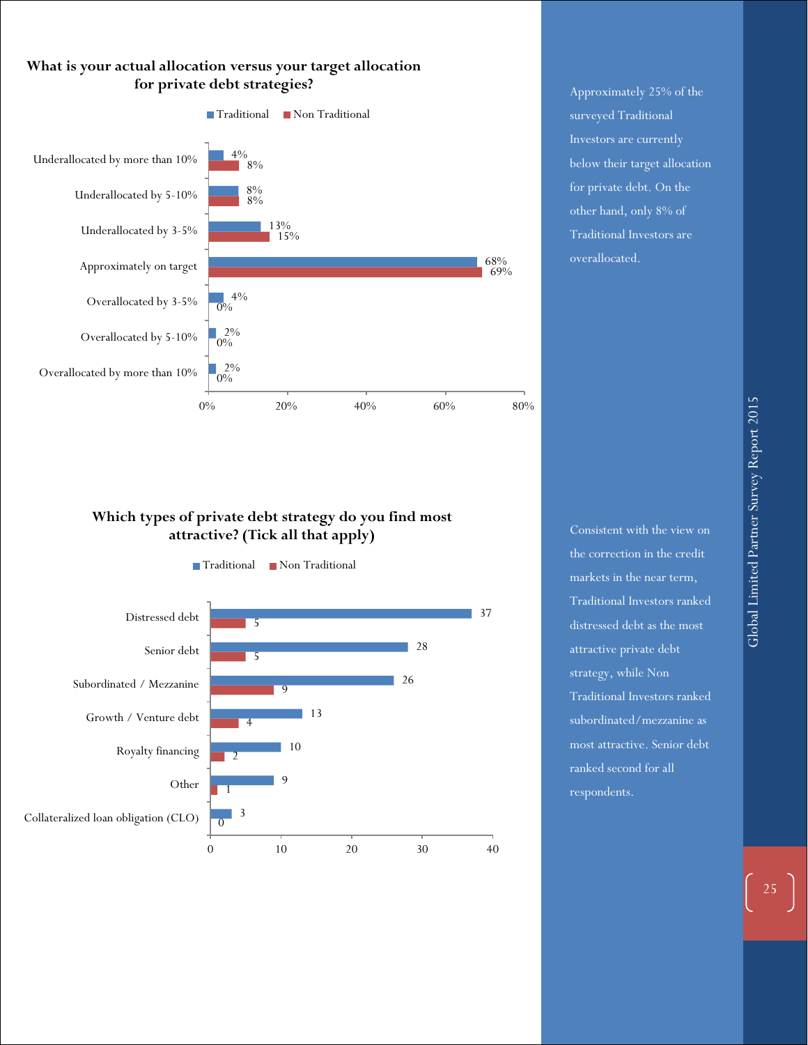**What is your actual allocation versus your target allocation for private debt strategies?**

| | Traditional | Non Traditional |
|---|---|---|
| Underallocated by more than 10% | 4% | 8% |
| Underallocated by 5-10% | 8% | 8% |
| Underallocated by 3-5% | 13% | 15% |
| Approximately on target | 68% | 69% |
| Overallocated by 3-5% | 4% | 0% |
| Overallocated by 5-10% | 2% | 0% |
| Overallocated by more than 10% | 2% | 0% |

Approximately 25% of the surveyed Traditional Investors are currently below their target allocation for private debt. On the other hand, only 8% of Traditional Investors are overallocated.

**Which types of private debt strategy do you find most attractive? (Tick all that apply)**

| | Traditional | Non Traditional |
|---|---|---|
| Distressed debt | 37 | 5 |
| Senior debt | 28 | 5 |
| Subordinated / Mezzanine | 26 | 9 |
| Growth / Venture debt | 13 | 4 |
| Royalty financing | 10 | 2 |
| Other | 9 | 1 |
| Collateralized loan obligation (CLO) | 3 | 0 |

Consistent with the view on the correction in the credit markets in the near term, Traditional Investors ranked distressed debt as the most attractive private debt strategy, while Non Traditional Investors ranked subordinated/mezzanine as most attractive. Senior debt ranked second for all respondents.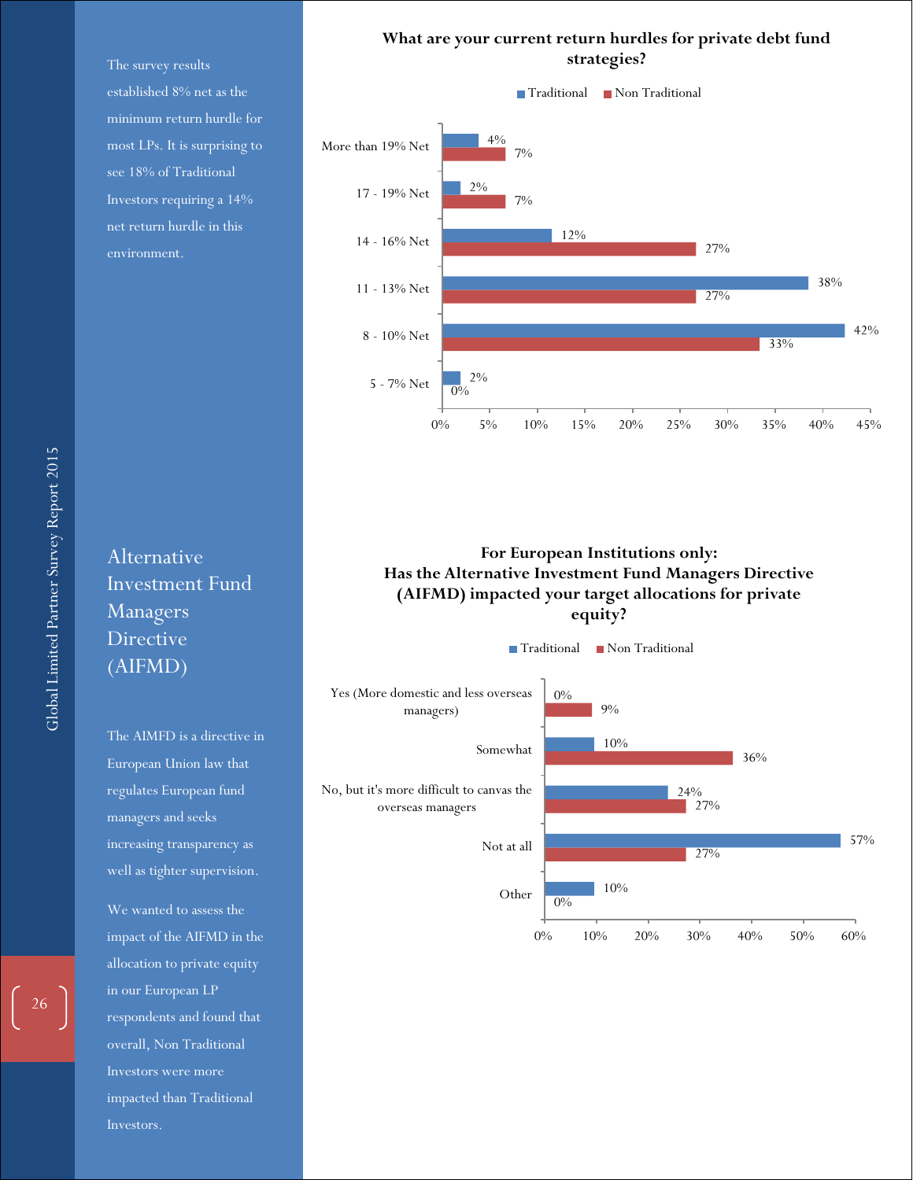The survey results established 8% net as the minimum return hurdle for most LPs. It is surprising to see 18% of Traditional Investors requiring a 14% net return hurdle in this environment.

**What are your current return hurdles for private debt fund strategies?**

| | Traditional | Non Traditional |
|---|---|---|
| More than 19% Net | 4% | 7% |
| 17 - 19% Net | 2% | 7% |
| 14 - 16% Net | 12% | 27% |
| 11 - 13% Net | 38% | 27% |
| 8 - 10% Net | 42% | 33% |
| 5 - 7% Net | 2% | 0% |

## Alternative Investment Fund Managers Directive (AIFMD)

The AIMFD is a directive in European Union law that regulates European fund managers and seeks increasing transparency as well as tighter supervision.

We wanted to assess the impact of the AIFMD in the allocation to private equity in our European LP respondents and found that overall, Non Traditional Investors were more impacted than Traditional Investors.

**For European Institutions only: Has the Alternative Investment Fund Managers Directive (AIFMD) impacted your target allocations for private equity?**

| | Traditional | Non Traditional |
|---|---|---|
| Yes (More domestic and less overseas managers) | 0% | 9% |
| Somewhat | 10% | 36% |
| No, but it's more difficult to canvas the overseas managers | 24% | 27% |
| Not at all | 57% | 27% |
| Other | 10% | 0% |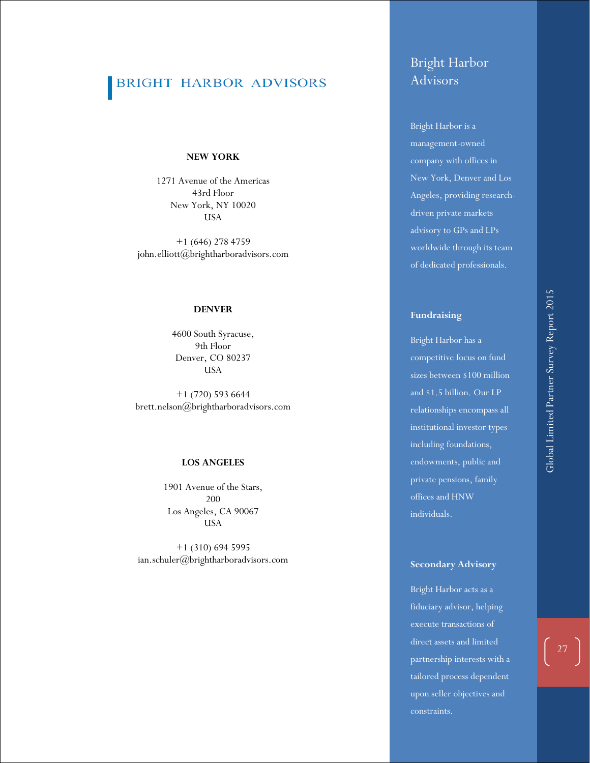# BRIGHT HARBOR ADVISORS

**NEW YORK**

1271 Avenue of the Americas
43rd Floor
New York, NY 10020
USA

+1 (646) 278 4759
john.elliott@brightharboradvisors.com

**DENVER**

4600 South Syracuse,
9th Floor
Denver, CO 80237
USA

+1 (720) 593 6644
brett.nelson@brightharboradvisors.com

**LOS ANGELES**

1901 Avenue of the Stars,
200
Los Angeles, CA 90067
USA

+1 (310) 694 5995
ian.schuler@brightharboradvisors.com

## Bright Harbor Advisors

Bright Harbor is a management-owned company with offices in New York, Denver and Los Angeles, providing research-driven private markets advisory to GPs and LPs worldwide through its team of dedicated professionals.

### Fundraising

Bright Harbor has a competitive focus on fund sizes between $100 million and $1.5 billion. Our LP relationships encompass all institutional investor types including foundations, endowments, public and private pensions, family offices and HNW individuals.

### Secondary Advisory

Bright Harbor acts as a fiduciary advisor, helping execute transactions of direct assets and limited partnership interests with a tailored process dependent upon seller objectives and constraints.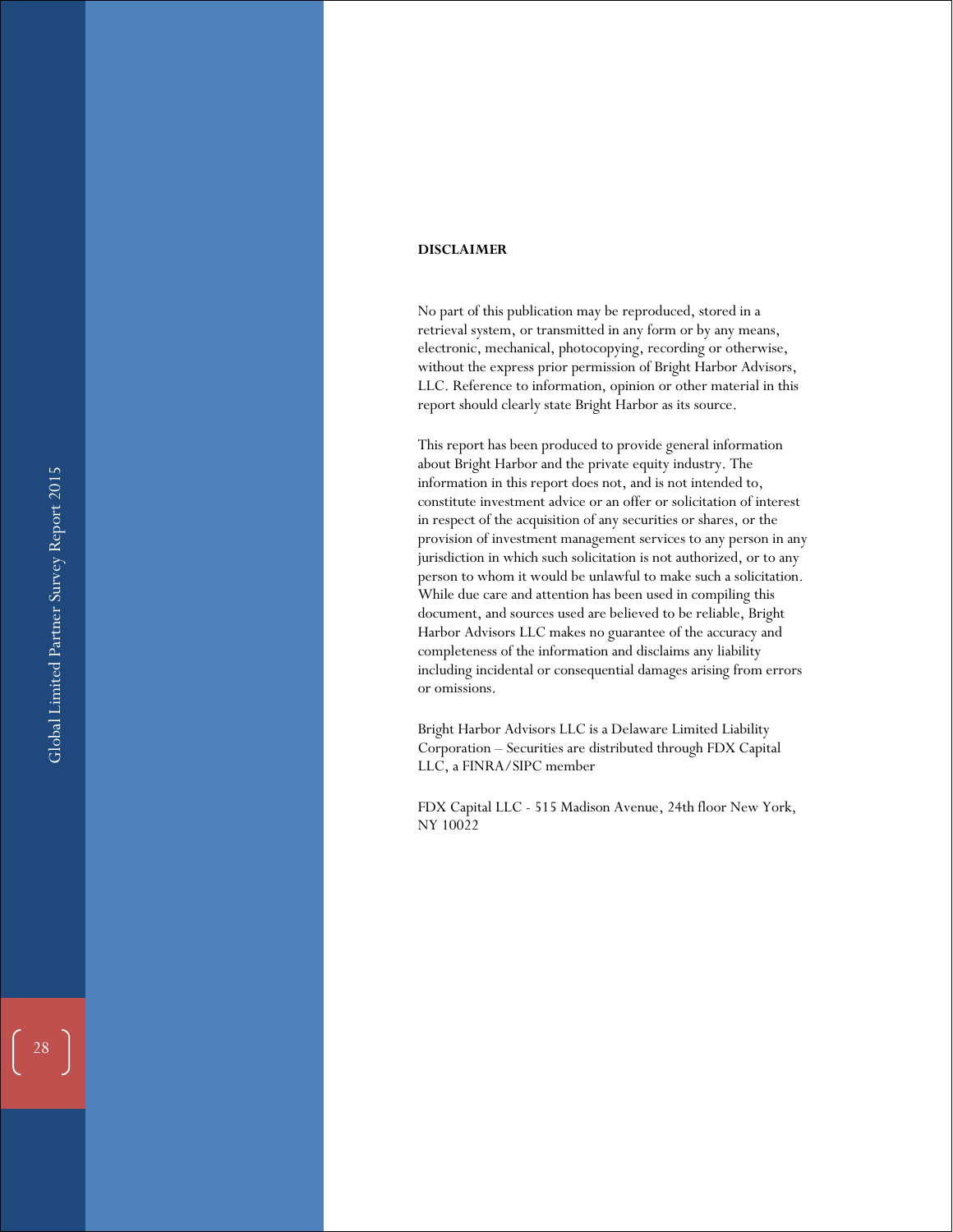**DISCLAIMER**

No part of this publication may be reproduced, stored in a retrieval system, or transmitted in any form or by any means, electronic, mechanical, photocopying, recording or otherwise, without the express prior permission of Bright Harbor Advisors, LLC. Reference to information, opinion or other material in this report should clearly state Bright Harbor as its source.

This report has been produced to provide general information about Bright Harbor and the private equity industry. The information in this report does not, and is not intended to, constitute investment advice or an offer or solicitation of interest in respect of the acquisition of any securities or shares, or the provision of investment management services to any person in any jurisdiction in which such solicitation is not authorized, or to any person to whom it would be unlawful to make such a solicitation. While due care and attention has been used in compiling this document, and sources used are believed to be reliable, Bright Harbor Advisors LLC makes no guarantee of the accuracy and completeness of the information and disclaims any liability including incidental or consequential damages arising from errors or omissions.

Bright Harbor Advisors LLC is a Delaware Limited Liability Corporation – Securities are distributed through FDX Capital LLC, a FINRA/SIPC member

FDX Capital LLC - 515 Madison Avenue, 24th floor New York, NY 10022